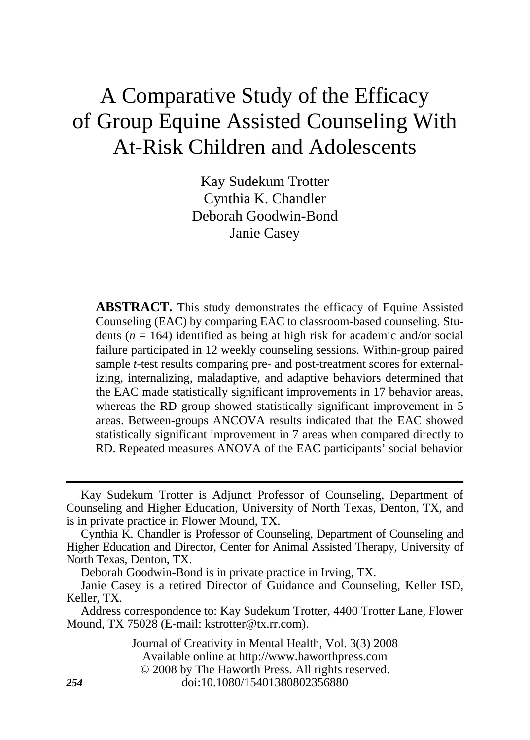# A Comparative Study of the Efficacy of Group Equine Assisted Counseling With At-Risk Children and Adolescents

Kay Sudekum Trotter
Cynthia K. Chandler
Deborah Goodwin-Bond
Janie Casey

**ABSTRACT.** This study demonstrates the efficacy of Equine Assisted Counseling (EAC) by comparing EAC to classroom-based counseling. Students ($n$ = 164) identified as being at high risk for academic and/or social failure participated in 12 weekly counseling sessions. Within-group paired sample *t*-test results comparing pre- and post-treatment scores for externalizing, internalizing, maladaptive, and adaptive behaviors determined that the EAC made statistically significant improvements in 17 behavior areas, whereas the RD group showed statistically significant improvement in 5 areas. Between-groups ANCOVA results indicated that the EAC showed statistically significant improvement in 7 areas when compared directly to RD. Repeated measures ANOVA of the EAC participants' social behavior

---

Kay Sudekum Trotter is Adjunct Professor of Counseling, Department of Counseling and Higher Education, University of North Texas, Denton, TX, and is in private practice in Flower Mound, TX.

Cynthia K. Chandler is Professor of Counseling, Department of Counseling and Higher Education and Director, Center for Animal Assisted Therapy, University of North Texas, Denton, TX.

Deborah Goodwin-Bond is in private practice in Irving, TX.

Janie Casey is a retired Director of Guidance and Counseling, Keller ISD, Keller, TX.

Address correspondence to: Kay Sudekum Trotter, 4400 Trotter Lane, Flower Mound, TX 75028 (E-mail: kstrotter@tx.rr.com).

Journal of Creativity in Mental Health, Vol. 3(3) 2008
Available online at http://www.haworthpress.com
© 2008 by The Haworth Press. All rights reserved.
doi:10.1080/15401380802356880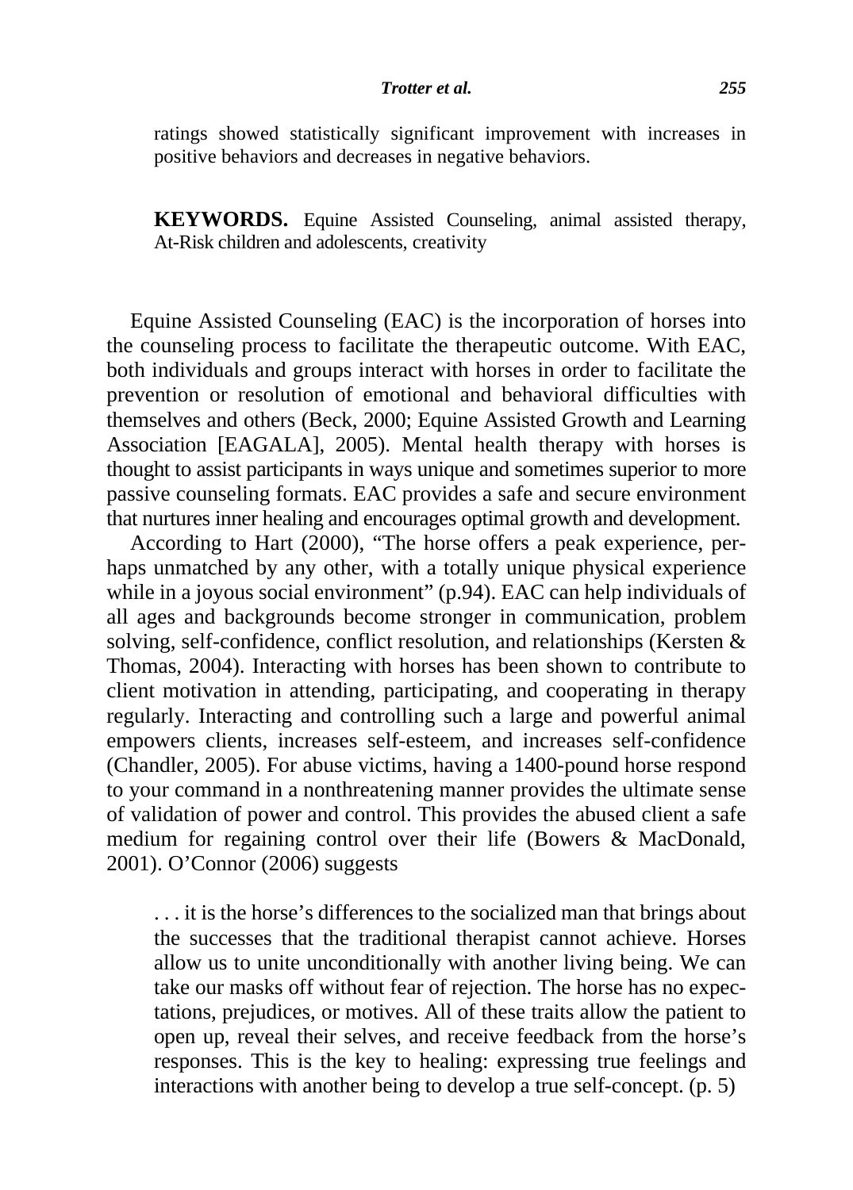ratings showed statistically significant improvement with increases in positive behaviors and decreases in negative behaviors.

**KEYWORDS.** Equine Assisted Counseling, animal assisted therapy, At-Risk children and adolescents, creativity

Equine Assisted Counseling (EAC) is the incorporation of horses into the counseling process to facilitate the therapeutic outcome. With EAC, both individuals and groups interact with horses in order to facilitate the prevention or resolution of emotional and behavioral difficulties with themselves and others (Beck, 2000; Equine Assisted Growth and Learning Association [EAGALA], 2005). Mental health therapy with horses is thought to assist participants in ways unique and sometimes superior to more passive counseling formats. EAC provides a safe and secure environment that nurtures inner healing and encourages optimal growth and development.

According to Hart (2000), "The horse offers a peak experience, perhaps unmatched by any other, with a totally unique physical experience while in a joyous social environment" (p.94). EAC can help individuals of all ages and backgrounds become stronger in communication, problem solving, self-confidence, conflict resolution, and relationships (Kersten & Thomas, 2004). Interacting with horses has been shown to contribute to client motivation in attending, participating, and cooperating in therapy regularly. Interacting and controlling such a large and powerful animal empowers clients, increases self-esteem, and increases self-confidence (Chandler, 2005). For abuse victims, having a 1400-pound horse respond to your command in a nonthreatening manner provides the ultimate sense of validation of power and control. This provides the abused client a safe medium for regaining control over their life (Bowers & MacDonald, 2001). O'Connor (2006) suggests

> . . . it is the horse's differences to the socialized man that brings about the successes that the traditional therapist cannot achieve. Horses allow us to unite unconditionally with another living being. We can take our masks off without fear of rejection. The horse has no expectations, prejudices, or motives. All of these traits allow the patient to open up, reveal their selves, and receive feedback from the horse's responses. This is the key to healing: expressing true feelings and interactions with another being to develop a true self-concept. (p. 5)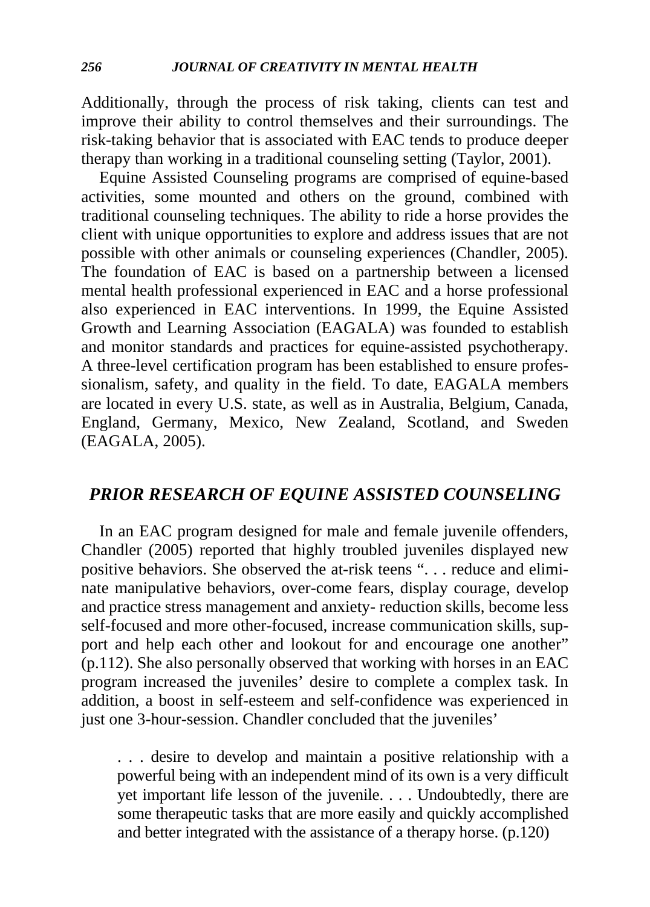Additionally, through the process of risk taking, clients can test and improve their ability to control themselves and their surroundings. The risk-taking behavior that is associated with EAC tends to produce deeper therapy than working in a traditional counseling setting (Taylor, 2001).

Equine Assisted Counseling programs are comprised of equine-based activities, some mounted and others on the ground, combined with traditional counseling techniques. The ability to ride a horse provides the client with unique opportunities to explore and address issues that are not possible with other animals or counseling experiences (Chandler, 2005). The foundation of EAC is based on a partnership between a licensed mental health professional experienced in EAC and a horse professional also experienced in EAC interventions. In 1999, the Equine Assisted Growth and Learning Association (EAGALA) was founded to establish and monitor standards and practices for equine-assisted psychotherapy. A three-level certification program has been established to ensure professionalism, safety, and quality in the field. To date, EAGALA members are located in every U.S. state, as well as in Australia, Belgium, Canada, England, Germany, Mexico, New Zealand, Scotland, and Sweden (EAGALA, 2005).

## *PRIOR RESEARCH OF EQUINE ASSISTED COUNSELING*

In an EAC program designed for male and female juvenile offenders, Chandler (2005) reported that highly troubled juveniles displayed new positive behaviors. She observed the at-risk teens ". . . reduce and eliminate manipulative behaviors, over-come fears, display courage, develop and practice stress management and anxiety- reduction skills, become less self-focused and more other-focused, increase communication skills, support and help each other and lookout for and encourage one another" (p.112). She also personally observed that working with horses in an EAC program increased the juveniles' desire to complete a complex task. In addition, a boost in self-esteem and self-confidence was experienced in just one 3-hour-session. Chandler concluded that the juveniles'

> . . . desire to develop and maintain a positive relationship with a powerful being with an independent mind of its own is a very difficult yet important life lesson of the juvenile. . . . Undoubtedly, there are some therapeutic tasks that are more easily and quickly accomplished and better integrated with the assistance of a therapy horse. (p.120)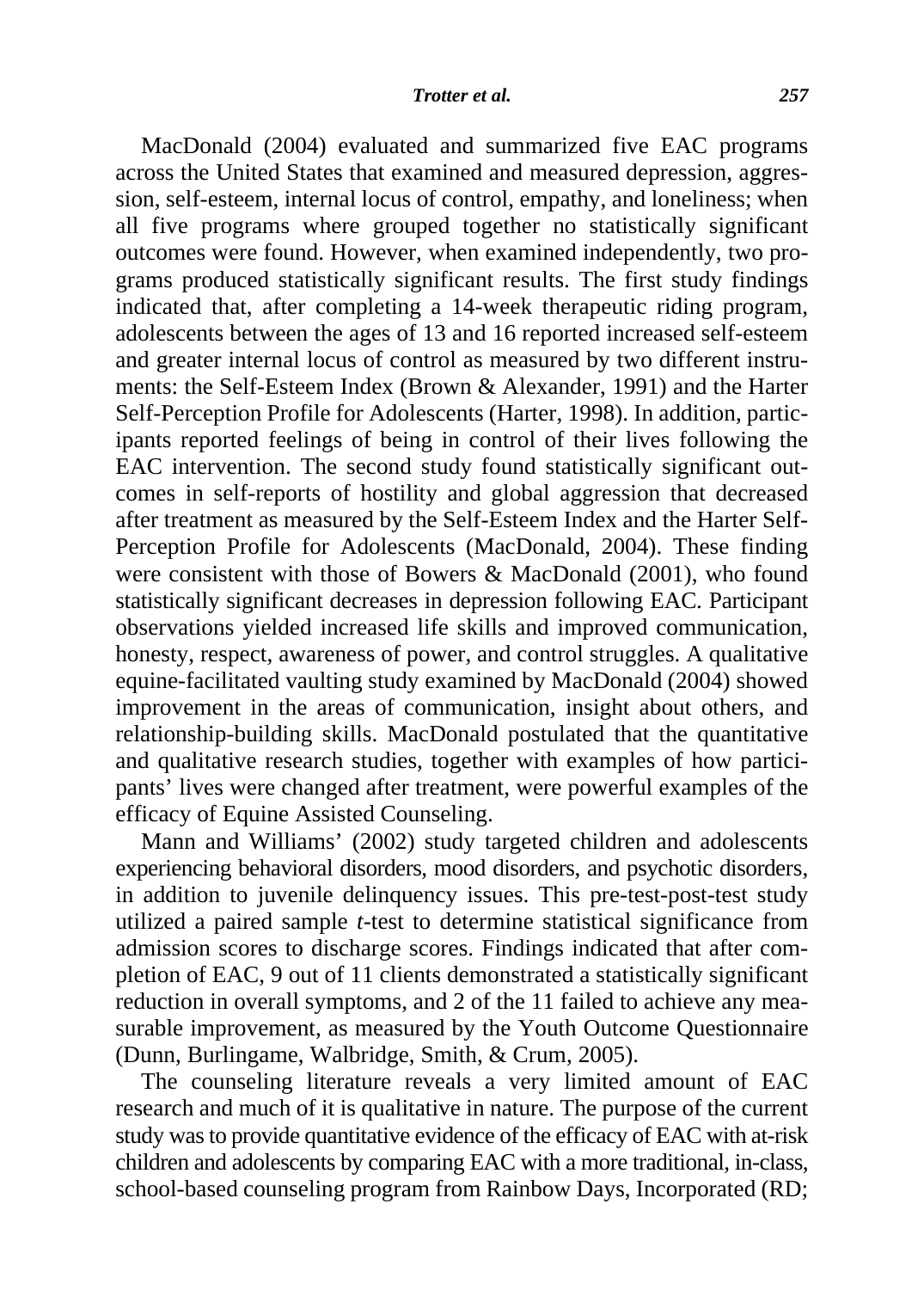MacDonald (2004) evaluated and summarized five EAC programs across the United States that examined and measured depression, aggression, self-esteem, internal locus of control, empathy, and loneliness; when all five programs where grouped together no statistically significant outcomes were found. However, when examined independently, two programs produced statistically significant results. The first study findings indicated that, after completing a 14-week therapeutic riding program, adolescents between the ages of 13 and 16 reported increased self-esteem and greater internal locus of control as measured by two different instruments: the Self-Esteem Index (Brown & Alexander, 1991) and the Harter Self-Perception Profile for Adolescents (Harter, 1998). In addition, participants reported feelings of being in control of their lives following the EAC intervention. The second study found statistically significant outcomes in self-reports of hostility and global aggression that decreased after treatment as measured by the Self-Esteem Index and the Harter Self-Perception Profile for Adolescents (MacDonald, 2004). These finding were consistent with those of Bowers & MacDonald (2001), who found statistically significant decreases in depression following EAC. Participant observations yielded increased life skills and improved communication, honesty, respect, awareness of power, and control struggles. A qualitative equine-facilitated vaulting study examined by MacDonald (2004) showed improvement in the areas of communication, insight about others, and relationship-building skills. MacDonald postulated that the quantitative and qualitative research studies, together with examples of how participants' lives were changed after treatment, were powerful examples of the efficacy of Equine Assisted Counseling.

Mann and Williams' (2002) study targeted children and adolescents experiencing behavioral disorders, mood disorders, and psychotic disorders, in addition to juvenile delinquency issues. This pre-test-post-test study utilized a paired sample *t*-test to determine statistical significance from admission scores to discharge scores. Findings indicated that after completion of EAC, 9 out of 11 clients demonstrated a statistically significant reduction in overall symptoms, and 2 of the 11 failed to achieve any measurable improvement, as measured by the Youth Outcome Questionnaire (Dunn, Burlingame, Walbridge, Smith, & Crum, 2005).

The counseling literature reveals a very limited amount of EAC research and much of it is qualitative in nature. The purpose of the current study was to provide quantitative evidence of the efficacy of EAC with at-risk children and adolescents by comparing EAC with a more traditional, in-class, school-based counseling program from Rainbow Days, Incorporated (RD;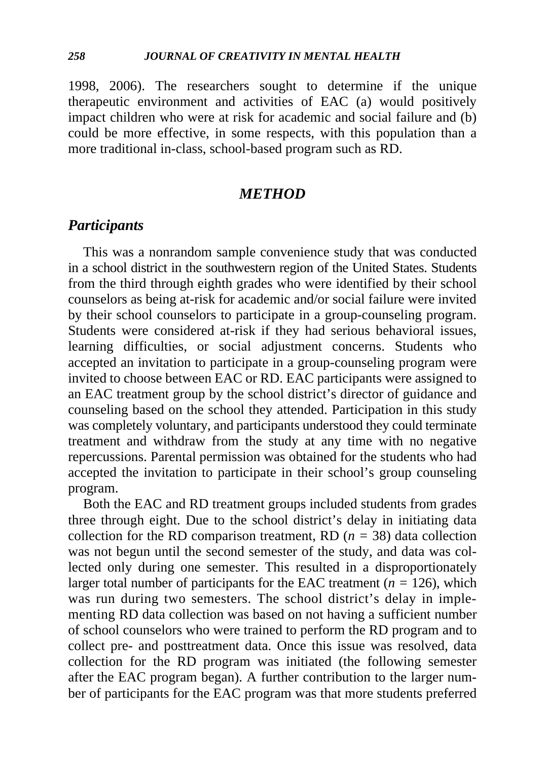1998, 2006). The researchers sought to determine if the unique therapeutic environment and activities of EAC (a) would positively impact children who were at risk for academic and social failure and (b) could be more effective, in some respects, with this population than a more traditional in-class, school-based program such as RD.

## METHOD

### Participants

This was a nonrandom sample convenience study that was conducted in a school district in the southwestern region of the United States. Students from the third through eighth grades who were identified by their school counselors as being at-risk for academic and/or social failure were invited by their school counselors to participate in a group-counseling program. Students were considered at-risk if they had serious behavioral issues, learning difficulties, or social adjustment concerns. Students who accepted an invitation to participate in a group-counseling program were invited to choose between EAC or RD. EAC participants were assigned to an EAC treatment group by the school district's director of guidance and counseling based on the school they attended. Participation in this study was completely voluntary, and participants understood they could terminate treatment and withdraw from the study at any time with no negative repercussions. Parental permission was obtained for the students who had accepted the invitation to participate in their school's group counseling program.

Both the EAC and RD treatment groups included students from grades three through eight. Due to the school district's delay in initiating data collection for the RD comparison treatment, RD ($n$ = 38) data collection was not begun until the second semester of the study, and data was collected only during one semester. This resulted in a disproportionately larger total number of participants for the EAC treatment ($n$ = 126), which was run during two semesters. The school district's delay in implementing RD data collection was based on not having a sufficient number of school counselors who were trained to perform the RD program and to collect pre- and posttreatment data. Once this issue was resolved, data collection for the RD program was initiated (the following semester after the EAC program began). A further contribution to the larger number of participants for the EAC program was that more students preferred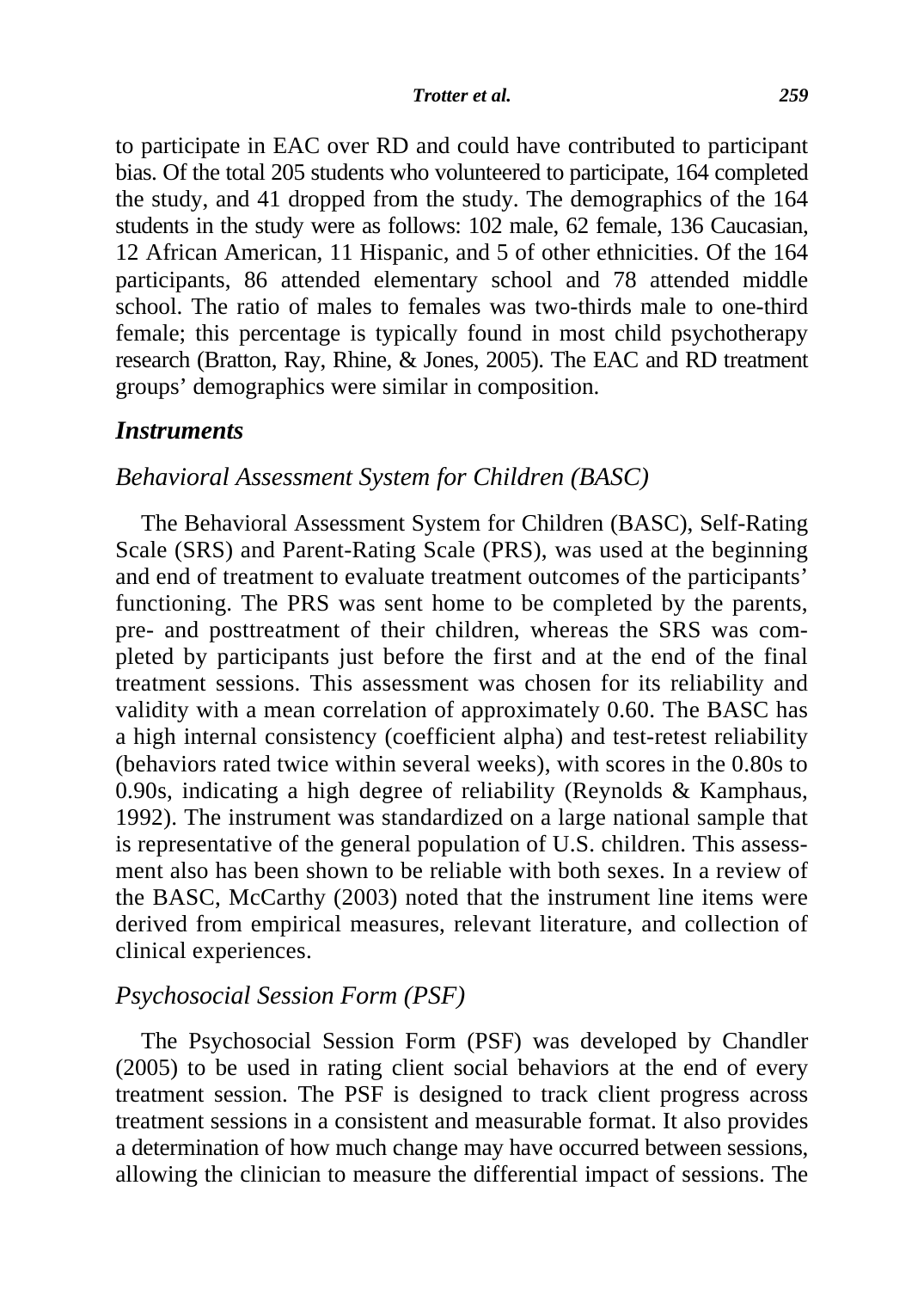to participate in EAC over RD and could have contributed to participant bias. Of the total 205 students who volunteered to participate, 164 completed the study, and 41 dropped from the study. The demographics of the 164 students in the study were as follows: 102 male, 62 female, 136 Caucasian, 12 African American, 11 Hispanic, and 5 of other ethnicities. Of the 164 participants, 86 attended elementary school and 78 attended middle school. The ratio of males to females was two-thirds male to one-third female; this percentage is typically found in most child psychotherapy research (Bratton, Ray, Rhine, & Jones, 2005). The EAC and RD treatment groups' demographics were similar in composition.

## *Instruments*

### *Behavioral Assessment System for Children (BASC)*

The Behavioral Assessment System for Children (BASC), Self-Rating Scale (SRS) and Parent-Rating Scale (PRS), was used at the beginning and end of treatment to evaluate treatment outcomes of the participants' functioning. The PRS was sent home to be completed by the parents, pre- and posttreatment of their children, whereas the SRS was completed by participants just before the first and at the end of the final treatment sessions. This assessment was chosen for its reliability and validity with a mean correlation of approximately 0.60. The BASC has a high internal consistency (coefficient alpha) and test-retest reliability (behaviors rated twice within several weeks), with scores in the 0.80s to 0.90s, indicating a high degree of reliability (Reynolds & Kamphaus, 1992). The instrument was standardized on a large national sample that is representative of the general population of U.S. children. This assessment also has been shown to be reliable with both sexes. In a review of the BASC, McCarthy (2003) noted that the instrument line items were derived from empirical measures, relevant literature, and collection of clinical experiences.

### *Psychosocial Session Form (PSF)*

The Psychosocial Session Form (PSF) was developed by Chandler (2005) to be used in rating client social behaviors at the end of every treatment session. The PSF is designed to track client progress across treatment sessions in a consistent and measurable format. It also provides a determination of how much change may have occurred between sessions, allowing the clinician to measure the differential impact of sessions. The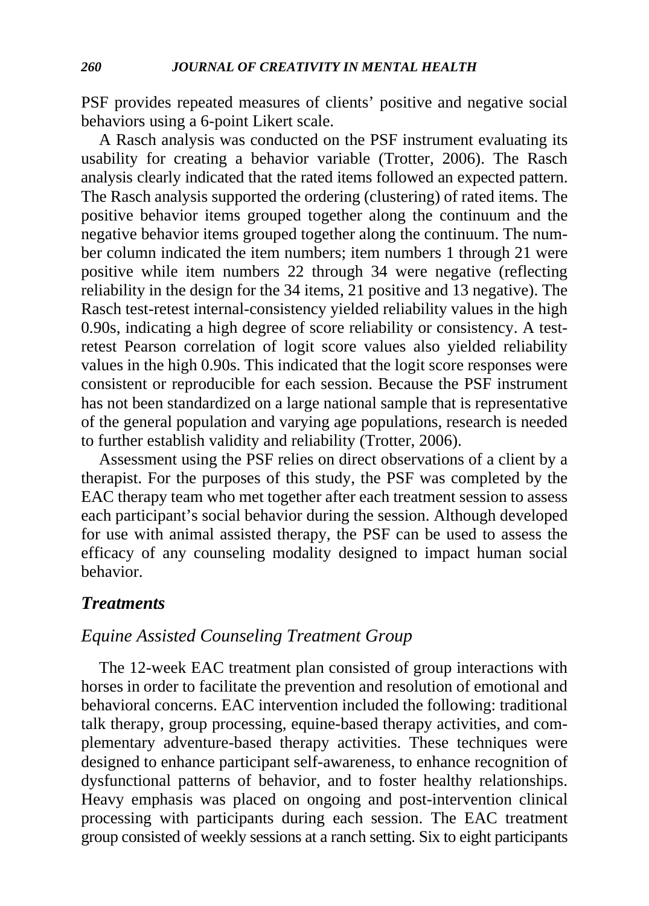PSF provides repeated measures of clients' positive and negative social behaviors using a 6-point Likert scale.

A Rasch analysis was conducted on the PSF instrument evaluating its usability for creating a behavior variable (Trotter, 2006). The Rasch analysis clearly indicated that the rated items followed an expected pattern. The Rasch analysis supported the ordering (clustering) of rated items. The positive behavior items grouped together along the continuum and the negative behavior items grouped together along the continuum. The number column indicated the item numbers; item numbers 1 through 21 were positive while item numbers 22 through 34 were negative (reflecting reliability in the design for the 34 items, 21 positive and 13 negative). The Rasch test-retest internal-consistency yielded reliability values in the high 0.90s, indicating a high degree of score reliability or consistency. A test-retest Pearson correlation of logit score values also yielded reliability values in the high 0.90s. This indicated that the logit score responses were consistent or reproducible for each session. Because the PSF instrument has not been standardized on a large national sample that is representative of the general population and varying age populations, research is needed to further establish validity and reliability (Trotter, 2006).

Assessment using the PSF relies on direct observations of a client by a therapist. For the purposes of this study, the PSF was completed by the EAC therapy team who met together after each treatment session to assess each participant's social behavior during the session. Although developed for use with animal assisted therapy, the PSF can be used to assess the efficacy of any counseling modality designed to impact human social behavior.

## *Treatments*

### *Equine Assisted Counseling Treatment Group*

The 12-week EAC treatment plan consisted of group interactions with horses in order to facilitate the prevention and resolution of emotional and behavioral concerns. EAC intervention included the following: traditional talk therapy, group processing, equine-based therapy activities, and complementary adventure-based therapy activities. These techniques were designed to enhance participant self-awareness, to enhance recognition of dysfunctional patterns of behavior, and to foster healthy relationships. Heavy emphasis was placed on ongoing and post-intervention clinical processing with participants during each session. The EAC treatment group consisted of weekly sessions at a ranch setting. Six to eight participants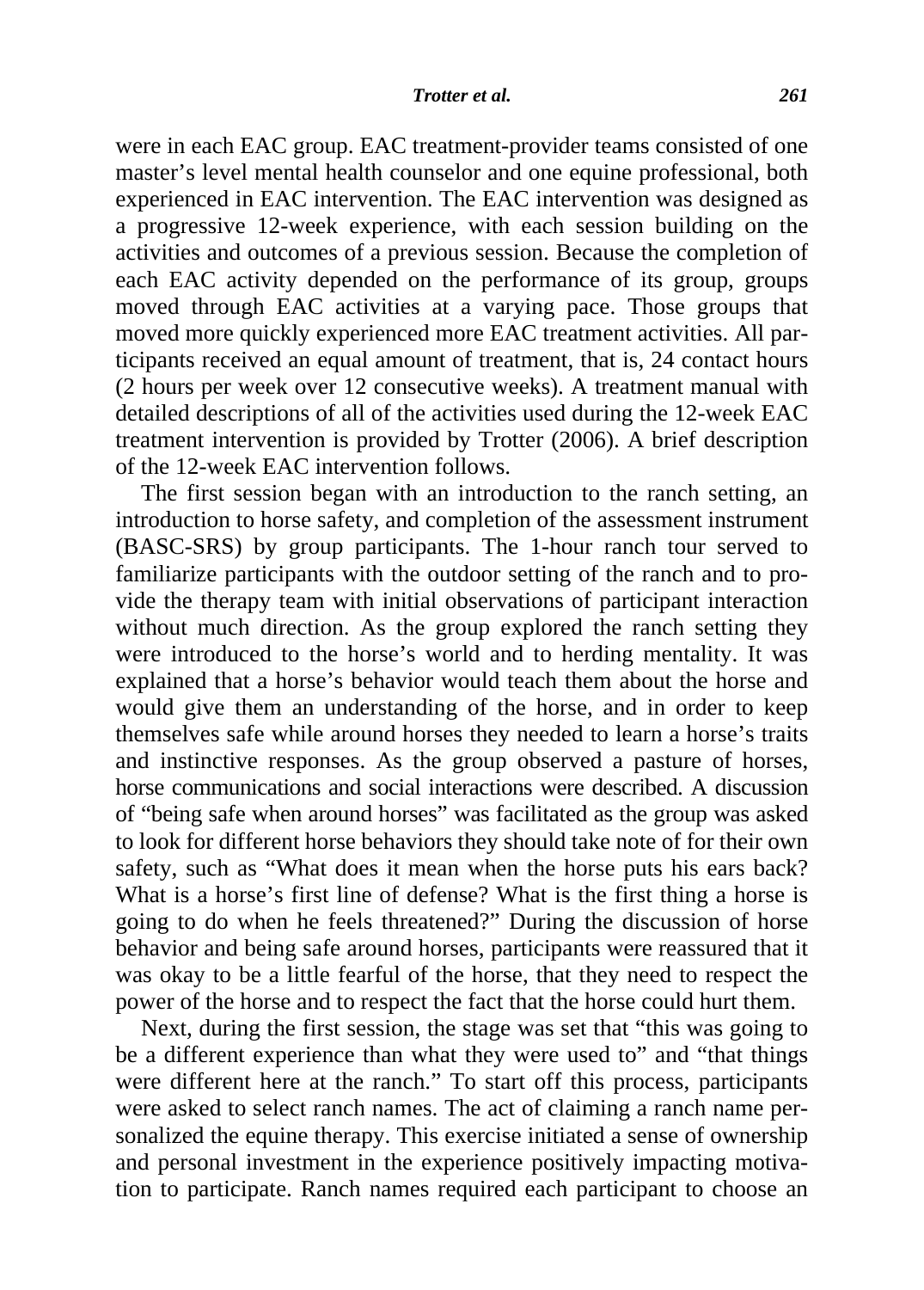were in each EAC group. EAC treatment-provider teams consisted of one master's level mental health counselor and one equine professional, both experienced in EAC intervention. The EAC intervention was designed as a progressive 12-week experience, with each session building on the activities and outcomes of a previous session. Because the completion of each EAC activity depended on the performance of its group, groups moved through EAC activities at a varying pace. Those groups that moved more quickly experienced more EAC treatment activities. All participants received an equal amount of treatment, that is, 24 contact hours (2 hours per week over 12 consecutive weeks). A treatment manual with detailed descriptions of all of the activities used during the 12-week EAC treatment intervention is provided by Trotter (2006). A brief description of the 12-week EAC intervention follows.

The first session began with an introduction to the ranch setting, an introduction to horse safety, and completion of the assessment instrument (BASC-SRS) by group participants. The 1-hour ranch tour served to familiarize participants with the outdoor setting of the ranch and to provide the therapy team with initial observations of participant interaction without much direction. As the group explored the ranch setting they were introduced to the horse's world and to herding mentality. It was explained that a horse's behavior would teach them about the horse and would give them an understanding of the horse, and in order to keep themselves safe while around horses they needed to learn a horse's traits and instinctive responses. As the group observed a pasture of horses, horse communications and social interactions were described. A discussion of "being safe when around horses" was facilitated as the group was asked to look for different horse behaviors they should take note of for their own safety, such as "What does it mean when the horse puts his ears back? What is a horse's first line of defense? What is the first thing a horse is going to do when he feels threatened?" During the discussion of horse behavior and being safe around horses, participants were reassured that it was okay to be a little fearful of the horse, that they need to respect the power of the horse and to respect the fact that the horse could hurt them.

Next, during the first session, the stage was set that "this was going to be a different experience than what they were used to" and "that things were different here at the ranch." To start off this process, participants were asked to select ranch names. The act of claiming a ranch name personalized the equine therapy. This exercise initiated a sense of ownership and personal investment in the experience positively impacting motivation to participate. Ranch names required each participant to choose an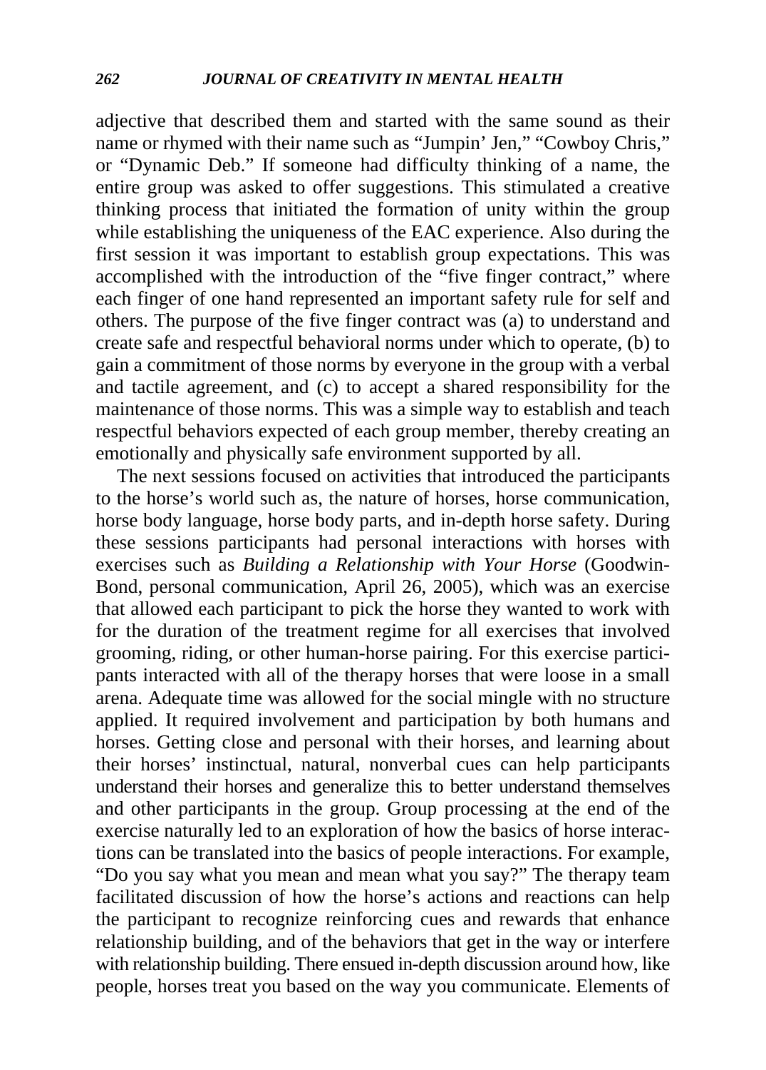adjective that described them and started with the same sound as their name or rhymed with their name such as "Jumpin' Jen," "Cowboy Chris," or "Dynamic Deb." If someone had difficulty thinking of a name, the entire group was asked to offer suggestions. This stimulated a creative thinking process that initiated the formation of unity within the group while establishing the uniqueness of the EAC experience. Also during the first session it was important to establish group expectations. This was accomplished with the introduction of the "five finger contract," where each finger of one hand represented an important safety rule for self and others. The purpose of the five finger contract was (a) to understand and create safe and respectful behavioral norms under which to operate, (b) to gain a commitment of those norms by everyone in the group with a verbal and tactile agreement, and (c) to accept a shared responsibility for the maintenance of those norms. This was a simple way to establish and teach respectful behaviors expected of each group member, thereby creating an emotionally and physically safe environment supported by all.

The next sessions focused on activities that introduced the participants to the horse's world such as, the nature of horses, horse communication, horse body language, horse body parts, and in-depth horse safety. During these sessions participants had personal interactions with horses with exercises such as *Building a Relationship with Your Horse* (Goodwin-Bond, personal communication, April 26, 2005), which was an exercise that allowed each participant to pick the horse they wanted to work with for the duration of the treatment regime for all exercises that involved grooming, riding, or other human-horse pairing. For this exercise participants interacted with all of the therapy horses that were loose in a small arena. Adequate time was allowed for the social mingle with no structure applied. It required involvement and participation by both humans and horses. Getting close and personal with their horses, and learning about their horses' instinctual, natural, nonverbal cues can help participants understand their horses and generalize this to better understand themselves and other participants in the group. Group processing at the end of the exercise naturally led to an exploration of how the basics of horse interactions can be translated into the basics of people interactions. For example, "Do you say what you mean and mean what you say?" The therapy team facilitated discussion of how the horse's actions and reactions can help the participant to recognize reinforcing cues and rewards that enhance relationship building, and of the behaviors that get in the way or interfere with relationship building. There ensued in-depth discussion around how, like people, horses treat you based on the way you communicate. Elements of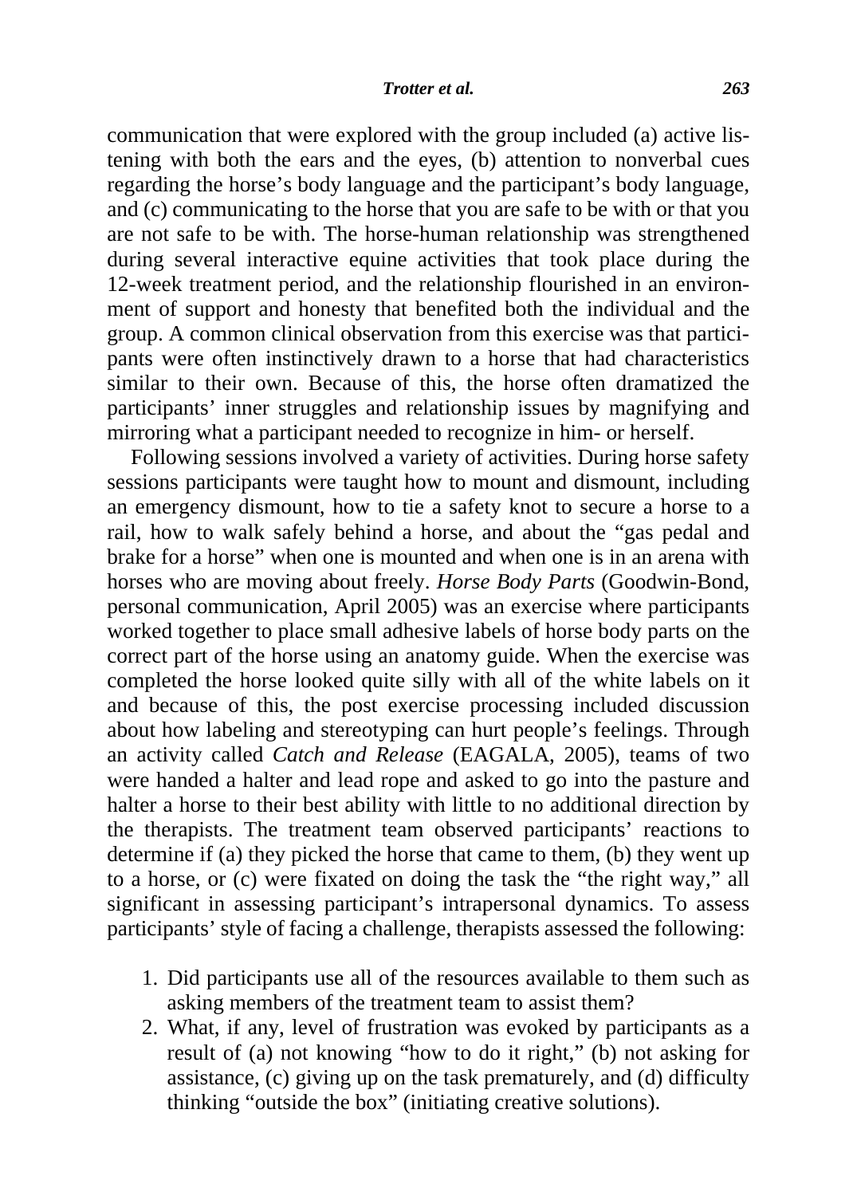communication that were explored with the group included (a) active listening with both the ears and the eyes, (b) attention to nonverbal cues regarding the horse's body language and the participant's body language, and (c) communicating to the horse that you are safe to be with or that you are not safe to be with. The horse-human relationship was strengthened during several interactive equine activities that took place during the 12-week treatment period, and the relationship flourished in an environment of support and honesty that benefited both the individual and the group. A common clinical observation from this exercise was that participants were often instinctively drawn to a horse that had characteristics similar to their own. Because of this, the horse often dramatized the participants' inner struggles and relationship issues by magnifying and mirroring what a participant needed to recognize in him- or herself.

Following sessions involved a variety of activities. During horse safety sessions participants were taught how to mount and dismount, including an emergency dismount, how to tie a safety knot to secure a horse to a rail, how to walk safely behind a horse, and about the "gas pedal and brake for a horse" when one is mounted and when one is in an arena with horses who are moving about freely. *Horse Body Parts* (Goodwin-Bond, personal communication, April 2005) was an exercise where participants worked together to place small adhesive labels of horse body parts on the correct part of the horse using an anatomy guide. When the exercise was completed the horse looked quite silly with all of the white labels on it and because of this, the post exercise processing included discussion about how labeling and stereotyping can hurt people's feelings. Through an activity called *Catch and Release* (EAGALA, 2005), teams of two were handed a halter and lead rope and asked to go into the pasture and halter a horse to their best ability with little to no additional direction by the therapists. The treatment team observed participants' reactions to determine if (a) they picked the horse that came to them, (b) they went up to a horse, or (c) were fixated on doing the task the "the right way," all significant in assessing participant's intrapersonal dynamics. To assess participants' style of facing a challenge, therapists assessed the following:

1. Did participants use all of the resources available to them such as asking members of the treatment team to assist them?
2. What, if any, level of frustration was evoked by participants as a result of (a) not knowing "how to do it right," (b) not asking for assistance, (c) giving up on the task prematurely, and (d) difficulty thinking "outside the box" (initiating creative solutions).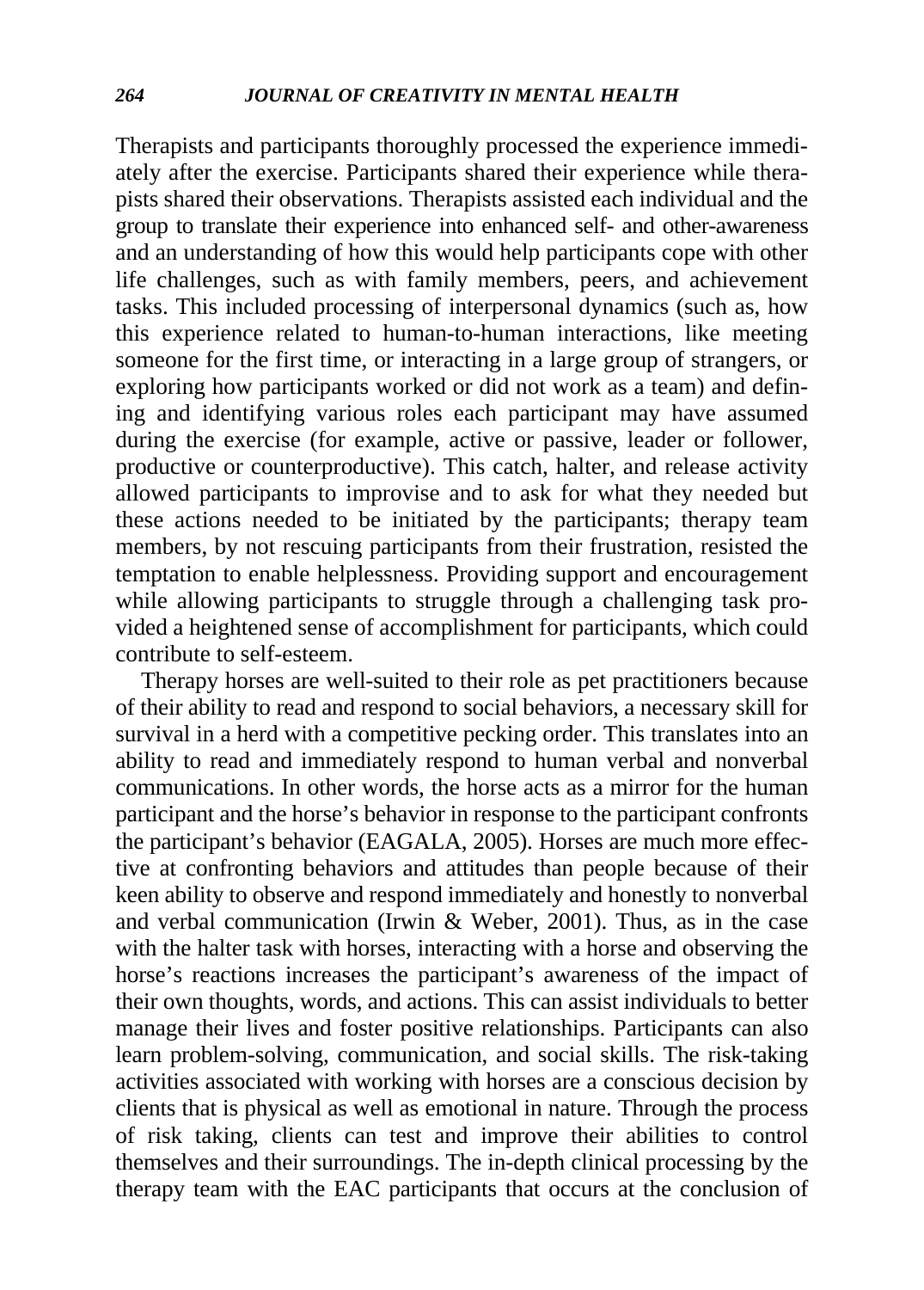Therapists and participants thoroughly processed the experience immediately after the exercise. Participants shared their experience while therapists shared their observations. Therapists assisted each individual and the group to translate their experience into enhanced self- and other-awareness and an understanding of how this would help participants cope with other life challenges, such as with family members, peers, and achievement tasks. This included processing of interpersonal dynamics (such as, how this experience related to human-to-human interactions, like meeting someone for the first time, or interacting in a large group of strangers, or exploring how participants worked or did not work as a team) and defining and identifying various roles each participant may have assumed during the exercise (for example, active or passive, leader or follower, productive or counterproductive). This catch, halter, and release activity allowed participants to improvise and to ask for what they needed but these actions needed to be initiated by the participants; therapy team members, by not rescuing participants from their frustration, resisted the temptation to enable helplessness. Providing support and encouragement while allowing participants to struggle through a challenging task provided a heightened sense of accomplishment for participants, which could contribute to self-esteem.

Therapy horses are well-suited to their role as pet practitioners because of their ability to read and respond to social behaviors, a necessary skill for survival in a herd with a competitive pecking order. This translates into an ability to read and immediately respond to human verbal and nonverbal communications. In other words, the horse acts as a mirror for the human participant and the horse's behavior in response to the participant confronts the participant's behavior (EAGALA, 2005). Horses are much more effective at confronting behaviors and attitudes than people because of their keen ability to observe and respond immediately and honestly to nonverbal and verbal communication (Irwin & Weber, 2001). Thus, as in the case with the halter task with horses, interacting with a horse and observing the horse's reactions increases the participant's awareness of the impact of their own thoughts, words, and actions. This can assist individuals to better manage their lives and foster positive relationships. Participants can also learn problem-solving, communication, and social skills. The risk-taking activities associated with working with horses are a conscious decision by clients that is physical as well as emotional in nature. Through the process of risk taking, clients can test and improve their abilities to control themselves and their surroundings. The in-depth clinical processing by the therapy team with the EAC participants that occurs at the conclusion of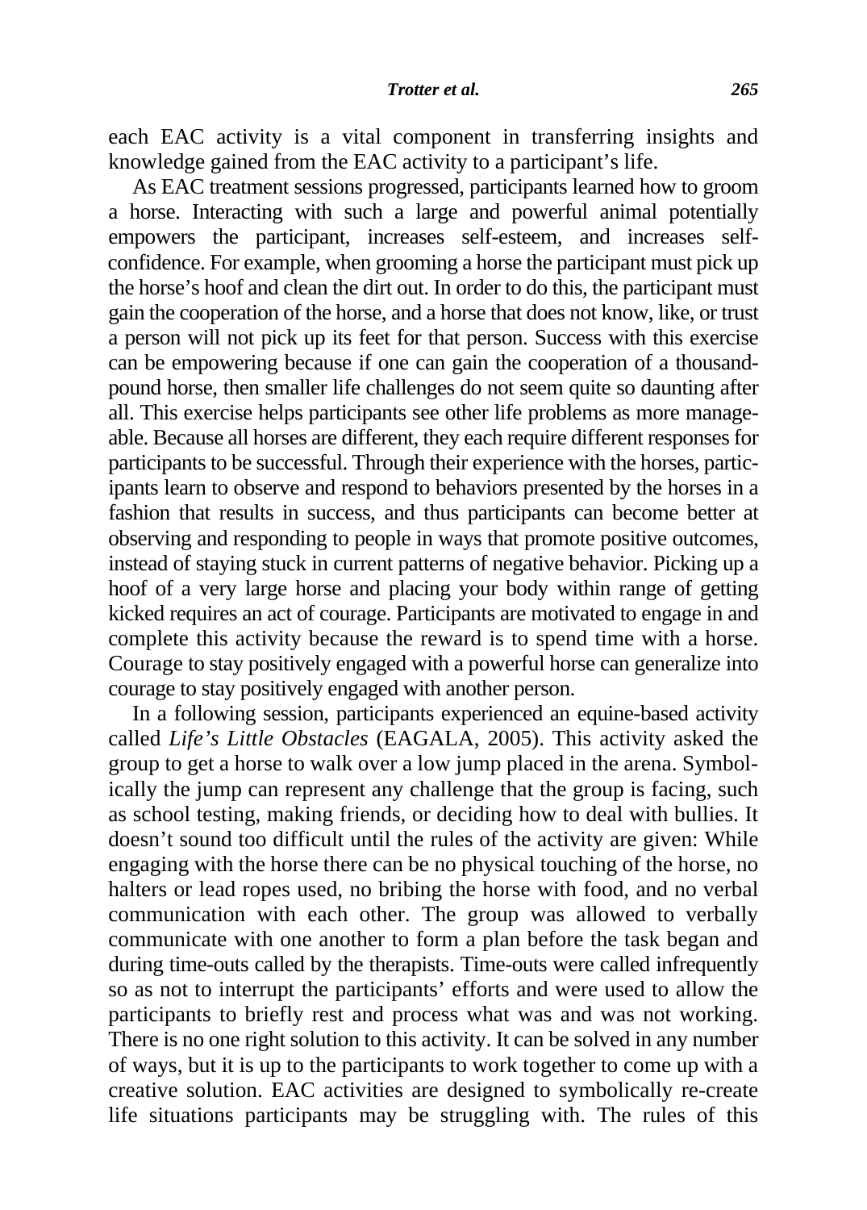each EAC activity is a vital component in transferring insights and knowledge gained from the EAC activity to a participant's life.

As EAC treatment sessions progressed, participants learned how to groom a horse. Interacting with such a large and powerful animal potentially empowers the participant, increases self-esteem, and increases self-confidence. For example, when grooming a horse the participant must pick up the horse's hoof and clean the dirt out. In order to do this, the participant must gain the cooperation of the horse, and a horse that does not know, like, or trust a person will not pick up its feet for that person. Success with this exercise can be empowering because if one can gain the cooperation of a thousand-pound horse, then smaller life challenges do not seem quite so daunting after all. This exercise helps participants see other life problems as more manageable. Because all horses are different, they each require different responses for participants to be successful. Through their experience with the horses, participants learn to observe and respond to behaviors presented by the horses in a fashion that results in success, and thus participants can become better at observing and responding to people in ways that promote positive outcomes, instead of staying stuck in current patterns of negative behavior. Picking up a hoof of a very large horse and placing your body within range of getting kicked requires an act of courage. Participants are motivated to engage in and complete this activity because the reward is to spend time with a horse. Courage to stay positively engaged with a powerful horse can generalize into courage to stay positively engaged with another person.

In a following session, participants experienced an equine-based activity called *Life's Little Obstacles* (EAGALA, 2005). This activity asked the group to get a horse to walk over a low jump placed in the arena. Symbolically the jump can represent any challenge that the group is facing, such as school testing, making friends, or deciding how to deal with bullies. It doesn't sound too difficult until the rules of the activity are given: While engaging with the horse there can be no physical touching of the horse, no halters or lead ropes used, no bribing the horse with food, and no verbal communication with each other. The group was allowed to verbally communicate with one another to form a plan before the task began and during time-outs called by the therapists. Time-outs were called infrequently so as not to interrupt the participants' efforts and were used to allow the participants to briefly rest and process what was and was not working. There is no one right solution to this activity. It can be solved in any number of ways, but it is up to the participants to work together to come up with a creative solution. EAC activities are designed to symbolically re-create life situations participants may be struggling with. The rules of this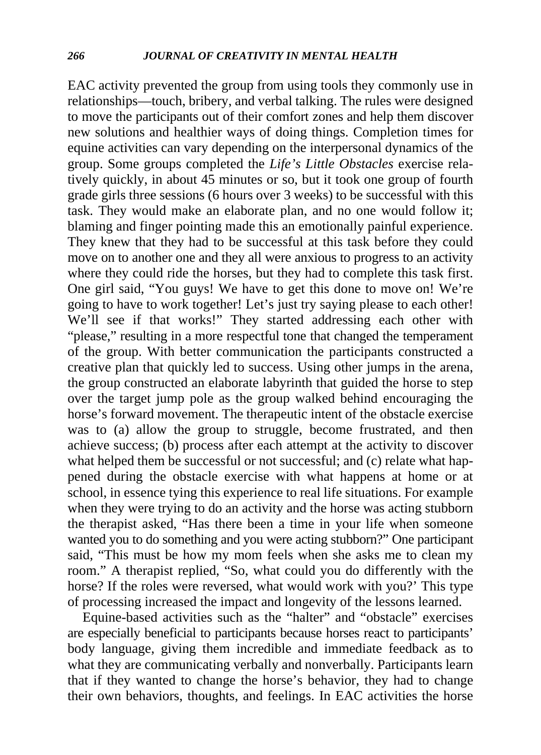EAC activity prevented the group from using tools they commonly use in relationships—touch, bribery, and verbal talking. The rules were designed to move the participants out of their comfort zones and help them discover new solutions and healthier ways of doing things. Completion times for equine activities can vary depending on the interpersonal dynamics of the group. Some groups completed the *Life's Little Obstacles* exercise relatively quickly, in about 45 minutes or so, but it took one group of fourth grade girls three sessions (6 hours over 3 weeks) to be successful with this task. They would make an elaborate plan, and no one would follow it; blaming and finger pointing made this an emotionally painful experience. They knew that they had to be successful at this task before they could move on to another one and they all were anxious to progress to an activity where they could ride the horses, but they had to complete this task first. One girl said, "You guys! We have to get this done to move on! We're going to have to work together! Let's just try saying please to each other! We'll see if that works!" They started addressing each other with "please," resulting in a more respectful tone that changed the temperament of the group. With better communication the participants constructed a creative plan that quickly led to success. Using other jumps in the arena, the group constructed an elaborate labyrinth that guided the horse to step over the target jump pole as the group walked behind encouraging the horse's forward movement. The therapeutic intent of the obstacle exercise was to (a) allow the group to struggle, become frustrated, and then achieve success; (b) process after each attempt at the activity to discover what helped them be successful or not successful; and (c) relate what happened during the obstacle exercise with what happens at home or at school, in essence tying this experience to real life situations. For example when they were trying to do an activity and the horse was acting stubborn the therapist asked, "Has there been a time in your life when someone wanted you to do something and you were acting stubborn?" One participant said, "This must be how my mom feels when she asks me to clean my room." A therapist replied, "So, what could you do differently with the horse? If the roles were reversed, what would work with you?' This type of processing increased the impact and longevity of the lessons learned.

Equine-based activities such as the "halter" and "obstacle" exercises are especially beneficial to participants because horses react to participants' body language, giving them incredible and immediate feedback as to what they are communicating verbally and nonverbally. Participants learn that if they wanted to change the horse's behavior, they had to change their own behaviors, thoughts, and feelings. In EAC activities the horse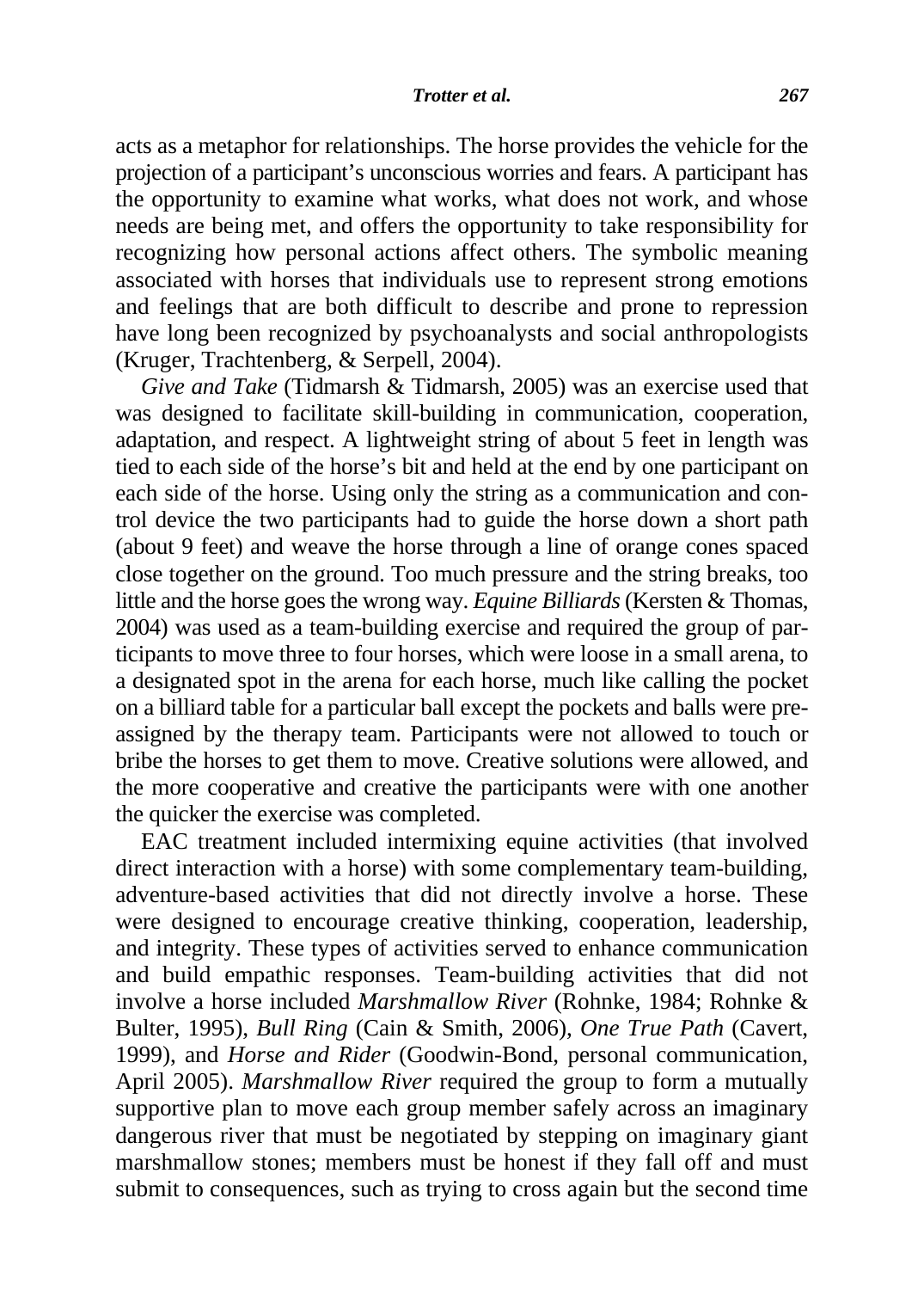acts as a metaphor for relationships. The horse provides the vehicle for the projection of a participant's unconscious worries and fears. A participant has the opportunity to examine what works, what does not work, and whose needs are being met, and offers the opportunity to take responsibility for recognizing how personal actions affect others. The symbolic meaning associated with horses that individuals use to represent strong emotions and feelings that are both difficult to describe and prone to repression have long been recognized by psychoanalysts and social anthropologists (Kruger, Trachtenberg, & Serpell, 2004).

*Give and Take* (Tidmarsh & Tidmarsh, 2005) was an exercise used that was designed to facilitate skill-building in communication, cooperation, adaptation, and respect. A lightweight string of about 5 feet in length was tied to each side of the horse's bit and held at the end by one participant on each side of the horse. Using only the string as a communication and control device the two participants had to guide the horse down a short path (about 9 feet) and weave the horse through a line of orange cones spaced close together on the ground. Too much pressure and the string breaks, too little and the horse goes the wrong way. *Equine Billiards* (Kersten & Thomas, 2004) was used as a team-building exercise and required the group of participants to move three to four horses, which were loose in a small arena, to a designated spot in the arena for each horse, much like calling the pocket on a billiard table for a particular ball except the pockets and balls were preassigned by the therapy team. Participants were not allowed to touch or bribe the horses to get them to move. Creative solutions were allowed, and the more cooperative and creative the participants were with one another the quicker the exercise was completed.

EAC treatment included intermixing equine activities (that involved direct interaction with a horse) with some complementary team-building, adventure-based activities that did not directly involve a horse. These were designed to encourage creative thinking, cooperation, leadership, and integrity. These types of activities served to enhance communication and build empathic responses. Team-building activities that did not involve a horse included *Marshmallow River* (Rohnke, 1984; Rohnke & Bulter, 1995), *Bull Ring* (Cain & Smith, 2006), *One True Path* (Cavert, 1999), and *Horse and Rider* (Goodwin-Bond, personal communication, April 2005). *Marshmallow River* required the group to form a mutually supportive plan to move each group member safely across an imaginary dangerous river that must be negotiated by stepping on imaginary giant marshmallow stones; members must be honest if they fall off and must submit to consequences, such as trying to cross again but the second time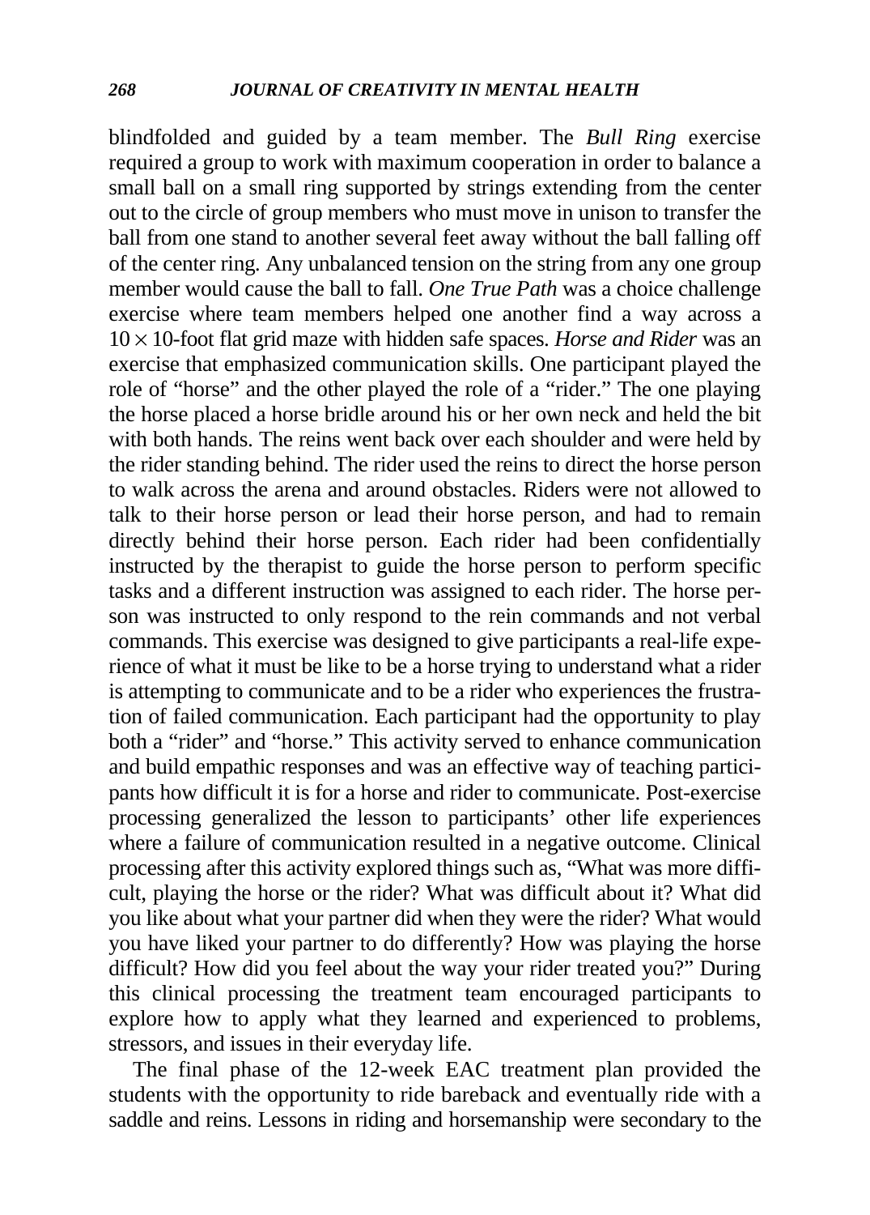blindfolded and guided by a team member. The *Bull Ring* exercise required a group to work with maximum cooperation in order to balance a small ball on a small ring supported by strings extending from the center out to the circle of group members who must move in unison to transfer the ball from one stand to another several feet away without the ball falling off of the center ring. Any unbalanced tension on the string from any one group member would cause the ball to fall. *One True Path* was a choice challenge exercise where team members helped one another find a way across a $10 \times 10$-foot flat grid maze with hidden safe spaces. *Horse and Rider* was an exercise that emphasized communication skills. One participant played the role of "horse" and the other played the role of a "rider." The one playing the horse placed a horse bridle around his or her own neck and held the bit with both hands. The reins went back over each shoulder and were held by the rider standing behind. The rider used the reins to direct the horse person to walk across the arena and around obstacles. Riders were not allowed to talk to their horse person or lead their horse person, and had to remain directly behind their horse person. Each rider had been confidentially instructed by the therapist to guide the horse person to perform specific tasks and a different instruction was assigned to each rider. The horse person was instructed to only respond to the rein commands and not verbal commands. This exercise was designed to give participants a real-life experience of what it must be like to be a horse trying to understand what a rider is attempting to communicate and to be a rider who experiences the frustration of failed communication. Each participant had the opportunity to play both a "rider" and "horse." This activity served to enhance communication and build empathic responses and was an effective way of teaching participants how difficult it is for a horse and rider to communicate. Post-exercise processing generalized the lesson to participants' other life experiences where a failure of communication resulted in a negative outcome. Clinical processing after this activity explored things such as, "What was more difficult, playing the horse or the rider? What was difficult about it? What did you like about what your partner did when they were the rider? What would you have liked your partner to do differently? How was playing the horse difficult? How did you feel about the way your rider treated you?" During this clinical processing the treatment team encouraged participants to explore how to apply what they learned and experienced to problems, stressors, and issues in their everyday life.

The final phase of the 12-week EAC treatment plan provided the students with the opportunity to ride bareback and eventually ride with a saddle and reins. Lessons in riding and horsemanship were secondary to the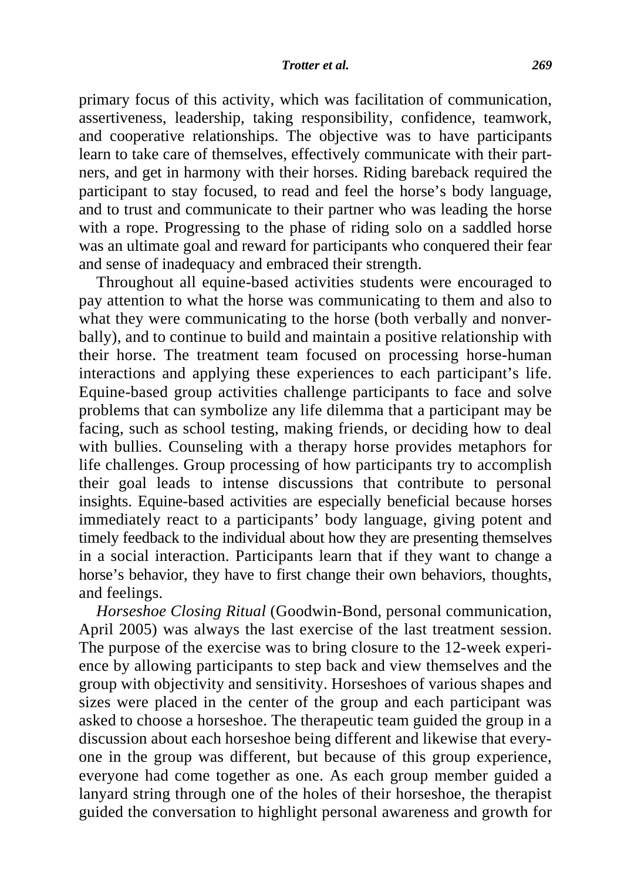primary focus of this activity, which was facilitation of communication, assertiveness, leadership, taking responsibility, confidence, teamwork, and cooperative relationships. The objective was to have participants learn to take care of themselves, effectively communicate with their partners, and get in harmony with their horses. Riding bareback required the participant to stay focused, to read and feel the horse's body language, and to trust and communicate to their partner who was leading the horse with a rope. Progressing to the phase of riding solo on a saddled horse was an ultimate goal and reward for participants who conquered their fear and sense of inadequacy and embraced their strength.

Throughout all equine-based activities students were encouraged to pay attention to what the horse was communicating to them and also to what they were communicating to the horse (both verbally and nonverbally), and to continue to build and maintain a positive relationship with their horse. The treatment team focused on processing horse-human interactions and applying these experiences to each participant's life. Equine-based group activities challenge participants to face and solve problems that can symbolize any life dilemma that a participant may be facing, such as school testing, making friends, or deciding how to deal with bullies. Counseling with a therapy horse provides metaphors for life challenges. Group processing of how participants try to accomplish their goal leads to intense discussions that contribute to personal insights. Equine-based activities are especially beneficial because horses immediately react to a participants' body language, giving potent and timely feedback to the individual about how they are presenting themselves in a social interaction. Participants learn that if they want to change a horse's behavior, they have to first change their own behaviors, thoughts, and feelings.

*Horseshoe Closing Ritual* (Goodwin-Bond, personal communication, April 2005) was always the last exercise of the last treatment session. The purpose of the exercise was to bring closure to the 12-week experience by allowing participants to step back and view themselves and the group with objectivity and sensitivity. Horseshoes of various shapes and sizes were placed in the center of the group and each participant was asked to choose a horseshoe. The therapeutic team guided the group in a discussion about each horseshoe being different and likewise that everyone in the group was different, but because of this group experience, everyone had come together as one. As each group member guided a lanyard string through one of the holes of their horseshoe, the therapist guided the conversation to highlight personal awareness and growth for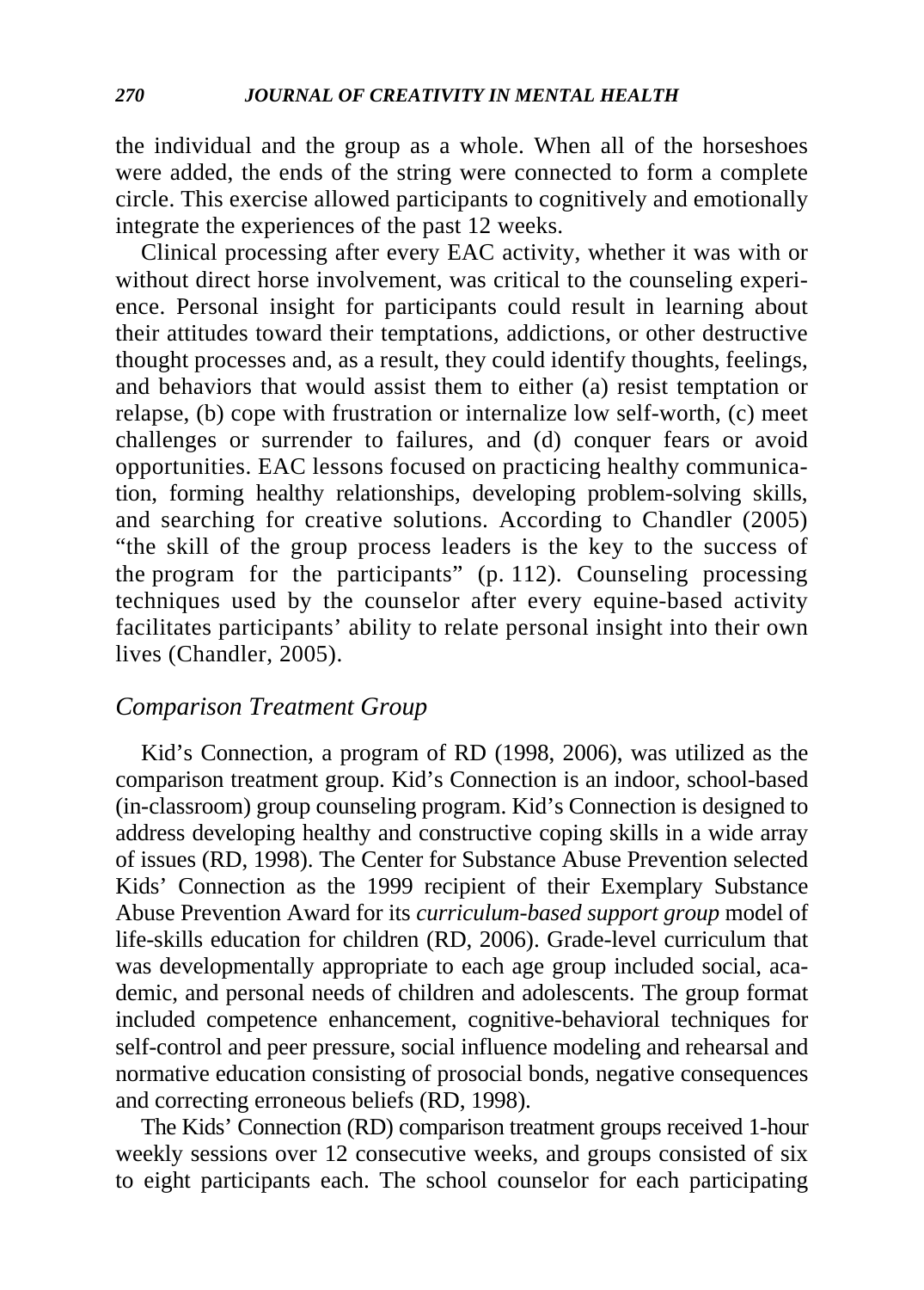the individual and the group as a whole. When all of the horseshoes were added, the ends of the string were connected to form a complete circle. This exercise allowed participants to cognitively and emotionally integrate the experiences of the past 12 weeks.

Clinical processing after every EAC activity, whether it was with or without direct horse involvement, was critical to the counseling experience. Personal insight for participants could result in learning about their attitudes toward their temptations, addictions, or other destructive thought processes and, as a result, they could identify thoughts, feelings, and behaviors that would assist them to either (a) resist temptation or relapse, (b) cope with frustration or internalize low self-worth, (c) meet challenges or surrender to failures, and (d) conquer fears or avoid opportunities. EAC lessons focused on practicing healthy communication, forming healthy relationships, developing problem-solving skills, and searching for creative solutions. According to Chandler (2005) "the skill of the group process leaders is the key to the success of the program for the participants" (p. 112). Counseling processing techniques used by the counselor after every equine-based activity facilitates participants' ability to relate personal insight into their own lives (Chandler, 2005).

### *Comparison Treatment Group*

Kid's Connection, a program of RD (1998, 2006), was utilized as the comparison treatment group. Kid's Connection is an indoor, school-based (in-classroom) group counseling program. Kid's Connection is designed to address developing healthy and constructive coping skills in a wide array of issues (RD, 1998). The Center for Substance Abuse Prevention selected Kids' Connection as the 1999 recipient of their Exemplary Substance Abuse Prevention Award for its *curriculum-based support group* model of life-skills education for children (RD, 2006). Grade-level curriculum that was developmentally appropriate to each age group included social, academic, and personal needs of children and adolescents. The group format included competence enhancement, cognitive-behavioral techniques for self-control and peer pressure, social influence modeling and rehearsal and normative education consisting of prosocial bonds, negative consequences and correcting erroneous beliefs (RD, 1998).

The Kids' Connection (RD) comparison treatment groups received 1-hour weekly sessions over 12 consecutive weeks, and groups consisted of six to eight participants each. The school counselor for each participating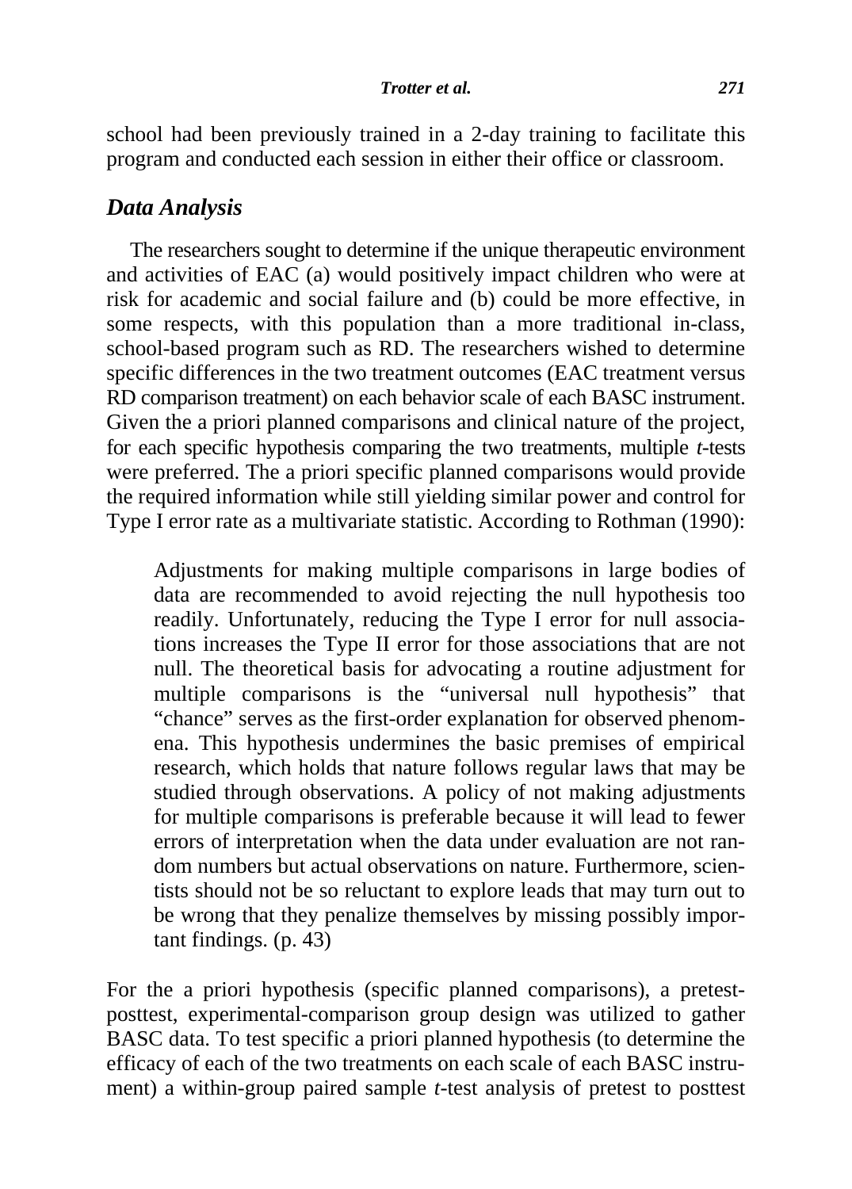school had been previously trained in a 2-day training to facilitate this program and conducted each session in either their office or classroom.

## *Data Analysis*

The researchers sought to determine if the unique therapeutic environment and activities of EAC (a) would positively impact children who were at risk for academic and social failure and (b) could be more effective, in some respects, with this population than a more traditional in-class, school-based program such as RD. The researchers wished to determine specific differences in the two treatment outcomes (EAC treatment versus RD comparison treatment) on each behavior scale of each BASC instrument. Given the a priori planned comparisons and clinical nature of the project, for each specific hypothesis comparing the two treatments, multiple *t*-tests were preferred. The a priori specific planned comparisons would provide the required information while still yielding similar power and control for Type I error rate as a multivariate statistic. According to Rothman (1990):

> Adjustments for making multiple comparisons in large bodies of data are recommended to avoid rejecting the null hypothesis too readily. Unfortunately, reducing the Type I error for null associations increases the Type II error for those associations that are not null. The theoretical basis for advocating a routine adjustment for multiple comparisons is the "universal null hypothesis" that "chance" serves as the first-order explanation for observed phenomena. This hypothesis undermines the basic premises of empirical research, which holds that nature follows regular laws that may be studied through observations. A policy of not making adjustments for multiple comparisons is preferable because it will lead to fewer errors of interpretation when the data under evaluation are not random numbers but actual observations on nature. Furthermore, scientists should not be so reluctant to explore leads that may turn out to be wrong that they penalize themselves by missing possibly important findings. (p. 43)

For the a priori hypothesis (specific planned comparisons), a pretest-posttest, experimental-comparison group design was utilized to gather BASC data. To test specific a priori planned hypothesis (to determine the efficacy of each of the two treatments on each scale of each BASC instrument) a within-group paired sample *t*-test analysis of pretest to posttest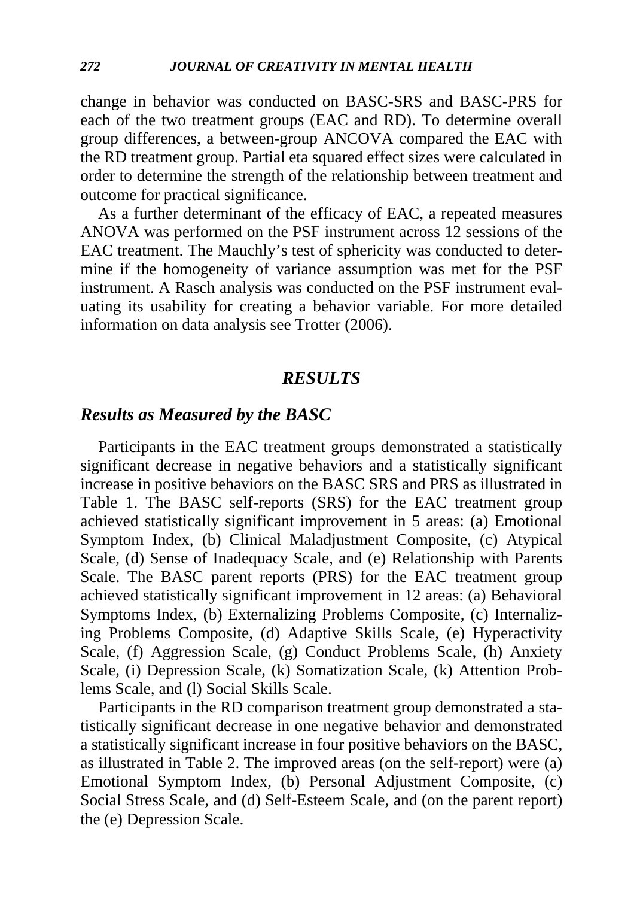change in behavior was conducted on BASC-SRS and BASC-PRS for each of the two treatment groups (EAC and RD). To determine overall group differences, a between-group ANCOVA compared the EAC with the RD treatment group. Partial eta squared effect sizes were calculated in order to determine the strength of the relationship between treatment and outcome for practical significance.

As a further determinant of the efficacy of EAC, a repeated measures ANOVA was performed on the PSF instrument across 12 sessions of the EAC treatment. The Mauchly's test of sphericity was conducted to determine if the homogeneity of variance assumption was met for the PSF instrument. A Rasch analysis was conducted on the PSF instrument evaluating its usability for creating a behavior variable. For more detailed information on data analysis see Trotter (2006).

## *RESULTS*

### *Results as Measured by the BASC*

Participants in the EAC treatment groups demonstrated a statistically significant decrease in negative behaviors and a statistically significant increase in positive behaviors on the BASC SRS and PRS as illustrated in Table 1. The BASC self-reports (SRS) for the EAC treatment group achieved statistically significant improvement in 5 areas: (a) Emotional Symptom Index, (b) Clinical Maladjustment Composite, (c) Atypical Scale, (d) Sense of Inadequacy Scale, and (e) Relationship with Parents Scale. The BASC parent reports (PRS) for the EAC treatment group achieved statistically significant improvement in 12 areas: (a) Behavioral Symptoms Index, (b) Externalizing Problems Composite, (c) Internalizing Problems Composite, (d) Adaptive Skills Scale, (e) Hyperactivity Scale, (f) Aggression Scale, (g) Conduct Problems Scale, (h) Anxiety Scale, (i) Depression Scale, (k) Somatization Scale, (k) Attention Problems Scale, and (l) Social Skills Scale.

Participants in the RD comparison treatment group demonstrated a statistically significant decrease in one negative behavior and demonstrated a statistically significant increase in four positive behaviors on the BASC, as illustrated in Table 2. The improved areas (on the self-report) were (a) Emotional Symptom Index, (b) Personal Adjustment Composite, (c) Social Stress Scale, and (d) Self-Esteem Scale, and (on the parent report) the (e) Depression Scale.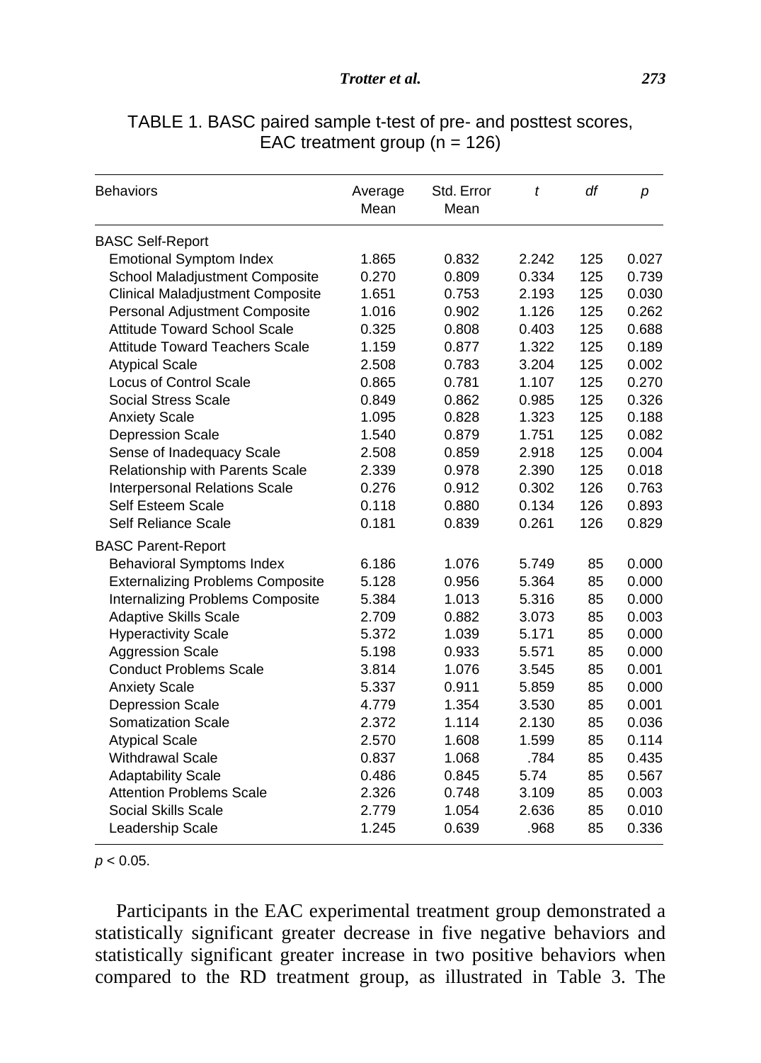TABLE 1. BASC paired sample t-test of pre- and posttest scores, EAC treatment group (n = 126)

| Behaviors | Average Mean | Std. Error Mean | *t* | *df* | *p* |
|---|---|---|---|---|---|
| BASC Self-Report | | | | | |
| Emotional Symptom Index | 1.865 | 0.832 | 2.242 | 125 | 0.027 |
| School Maladjustment Composite | 0.270 | 0.809 | 0.334 | 125 | 0.739 |
| Clinical Maladjustment Composite | 1.651 | 0.753 | 2.193 | 125 | 0.030 |
| Personal Adjustment Composite | 1.016 | 0.902 | 1.126 | 125 | 0.262 |
| Attitude Toward School Scale | 0.325 | 0.808 | 0.403 | 125 | 0.688 |
| Attitude Toward Teachers Scale | 1.159 | 0.877 | 1.322 | 125 | 0.189 |
| Atypical Scale | 2.508 | 0.783 | 3.204 | 125 | 0.002 |
| Locus of Control Scale | 0.865 | 0.781 | 1.107 | 125 | 0.270 |
| Social Stress Scale | 0.849 | 0.862 | 0.985 | 125 | 0.326 |
| Anxiety Scale | 1.095 | 0.828 | 1.323 | 125 | 0.188 |
| Depression Scale | 1.540 | 0.879 | 1.751 | 125 | 0.082 |
| Sense of Inadequacy Scale | 2.508 | 0.859 | 2.918 | 125 | 0.004 |
| Relationship with Parents Scale | 2.339 | 0.978 | 2.390 | 125 | 0.018 |
| Interpersonal Relations Scale | 0.276 | 0.912 | 0.302 | 126 | 0.763 |
| Self Esteem Scale | 0.118 | 0.880 | 0.134 | 126 | 0.893 |
| Self Reliance Scale | 0.181 | 0.839 | 0.261 | 126 | 0.829 |
| BASC Parent-Report | | | | | |
| Behavioral Symptoms Index | 6.186 | 1.076 | 5.749 | 85 | 0.000 |
| Externalizing Problems Composite | 5.128 | 0.956 | 5.364 | 85 | 0.000 |
| Internalizing Problems Composite | 5.384 | 1.013 | 5.316 | 85 | 0.000 |
| Adaptive Skills Scale | 2.709 | 0.882 | 3.073 | 85 | 0.003 |
| Hyperactivity Scale | 5.372 | 1.039 | 5.171 | 85 | 0.000 |
| Aggression Scale | 5.198 | 0.933 | 5.571 | 85 | 0.000 |
| Conduct Problems Scale | 3.814 | 1.076 | 3.545 | 85 | 0.001 |
| Anxiety Scale | 5.337 | 0.911 | 5.859 | 85 | 0.000 |
| Depression Scale | 4.779 | 1.354 | 3.530 | 85 | 0.001 |
| Somatization Scale | 2.372 | 1.114 | 2.130 | 85 | 0.036 |
| Atypical Scale | 2.570 | 1.608 | 1.599 | 85 | 0.114 |
| Withdrawal Scale | 0.837 | 1.068 | .784 | 85 | 0.435 |
| Adaptability Scale | 0.486 | 0.845 | 5.74 | 85 | 0.567 |
| Attention Problems Scale | 2.326 | 0.748 | 3.109 | 85 | 0.003 |
| Social Skills Scale | 2.779 | 1.054 | 2.636 | 85 | 0.010 |
| Leadership Scale | 1.245 | 0.639 | .968 | 85 | 0.336 |

$p < 0.05$.

Participants in the EAC experimental treatment group demonstrated a statistically significant greater decrease in five negative behaviors and statistically significant greater increase in two positive behaviors when compared to the RD treatment group, as illustrated in Table 3. The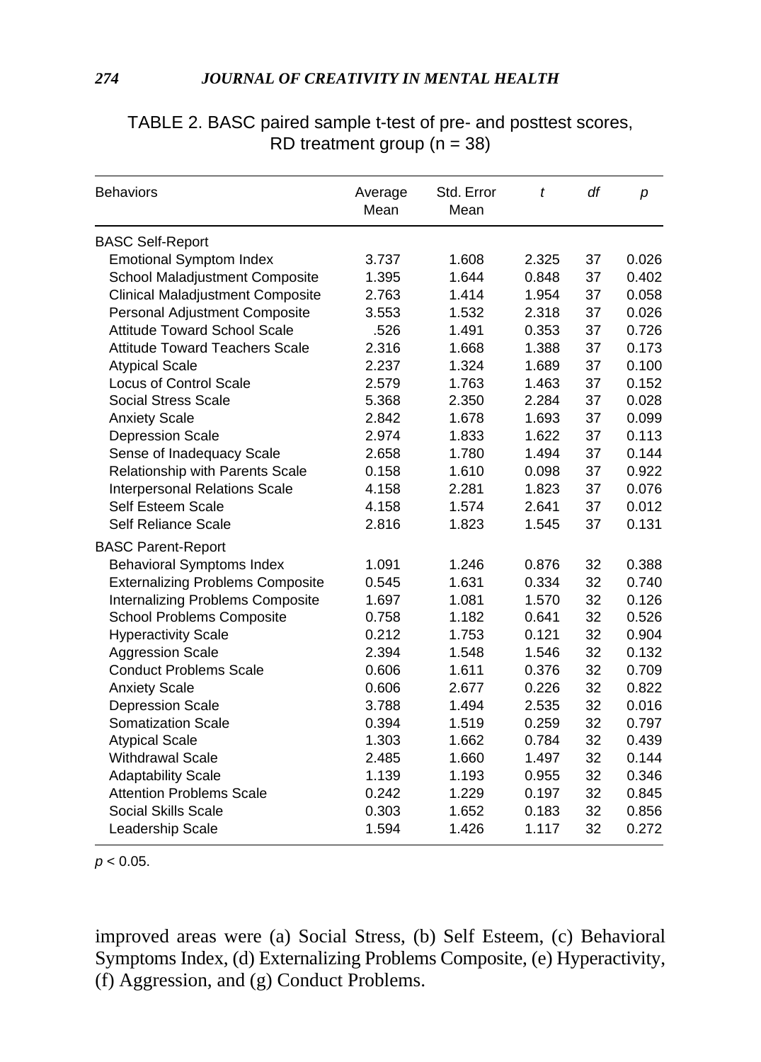TABLE 2. BASC paired sample t-test of pre- and posttest scores, RD treatment group (n = 38)

| Behaviors | Average Mean | Std. Error Mean | $t$ | $df$ | $p$ |
|---|---|---|---|---|---|
| BASC Self-Report | | | | | |
| Emotional Symptom Index | 3.737 | 1.608 | 2.325 | 37 | 0.026 |
| School Maladjustment Composite | 1.395 | 1.644 | 0.848 | 37 | 0.402 |
| Clinical Maladjustment Composite | 2.763 | 1.414 | 1.954 | 37 | 0.058 |
| Personal Adjustment Composite | 3.553 | 1.532 | 2.318 | 37 | 0.026 |
| Attitude Toward School Scale | .526 | 1.491 | 0.353 | 37 | 0.726 |
| Attitude Toward Teachers Scale | 2.316 | 1.668 | 1.388 | 37 | 0.173 |
| Atypical Scale | 2.237 | 1.324 | 1.689 | 37 | 0.100 |
| Locus of Control Scale | 2.579 | 1.763 | 1.463 | 37 | 0.152 |
| Social Stress Scale | 5.368 | 2.350 | 2.284 | 37 | 0.028 |
| Anxiety Scale | 2.842 | 1.678 | 1.693 | 37 | 0.099 |
| Depression Scale | 2.974 | 1.833 | 1.622 | 37 | 0.113 |
| Sense of Inadequacy Scale | 2.658 | 1.780 | 1.494 | 37 | 0.144 |
| Relationship with Parents Scale | 0.158 | 1.610 | 0.098 | 37 | 0.922 |
| Interpersonal Relations Scale | 4.158 | 2.281 | 1.823 | 37 | 0.076 |
| Self Esteem Scale | 4.158 | 1.574 | 2.641 | 37 | 0.012 |
| Self Reliance Scale | 2.816 | 1.823 | 1.545 | 37 | 0.131 |
| BASC Parent-Report | | | | | |
| Behavioral Symptoms Index | 1.091 | 1.246 | 0.876 | 32 | 0.388 |
| Externalizing Problems Composite | 0.545 | 1.631 | 0.334 | 32 | 0.740 |
| Internalizing Problems Composite | 1.697 | 1.081 | 1.570 | 32 | 0.126 |
| School Problems Composite | 0.758 | 1.182 | 0.641 | 32 | 0.526 |
| Hyperactivity Scale | 0.212 | 1.753 | 0.121 | 32 | 0.904 |
| Aggression Scale | 2.394 | 1.548 | 1.546 | 32 | 0.132 |
| Conduct Problems Scale | 0.606 | 1.611 | 0.376 | 32 | 0.709 |
| Anxiety Scale | 0.606 | 2.677 | 0.226 | 32 | 0.822 |
| Depression Scale | 3.788 | 1.494 | 2.535 | 32 | 0.016 |
| Somatization Scale | 0.394 | 1.519 | 0.259 | 32 | 0.797 |
| Atypical Scale | 1.303 | 1.662 | 0.784 | 32 | 0.439 |
| Withdrawal Scale | 2.485 | 1.660 | 1.497 | 32 | 0.144 |
| Adaptability Scale | 1.139 | 1.193 | 0.955 | 32 | 0.346 |
| Attention Problems Scale | 0.242 | 1.229 | 0.197 | 32 | 0.845 |
| Social Skills Scale | 0.303 | 1.652 | 0.183 | 32 | 0.856 |
| Leadership Scale | 1.594 | 1.426 | 1.117 | 32 | 0.272 |

$p < 0.05$.

improved areas were (a) Social Stress, (b) Self Esteem, (c) Behavioral Symptoms Index, (d) Externalizing Problems Composite, (e) Hyperactivity, (f) Aggression, and (g) Conduct Problems.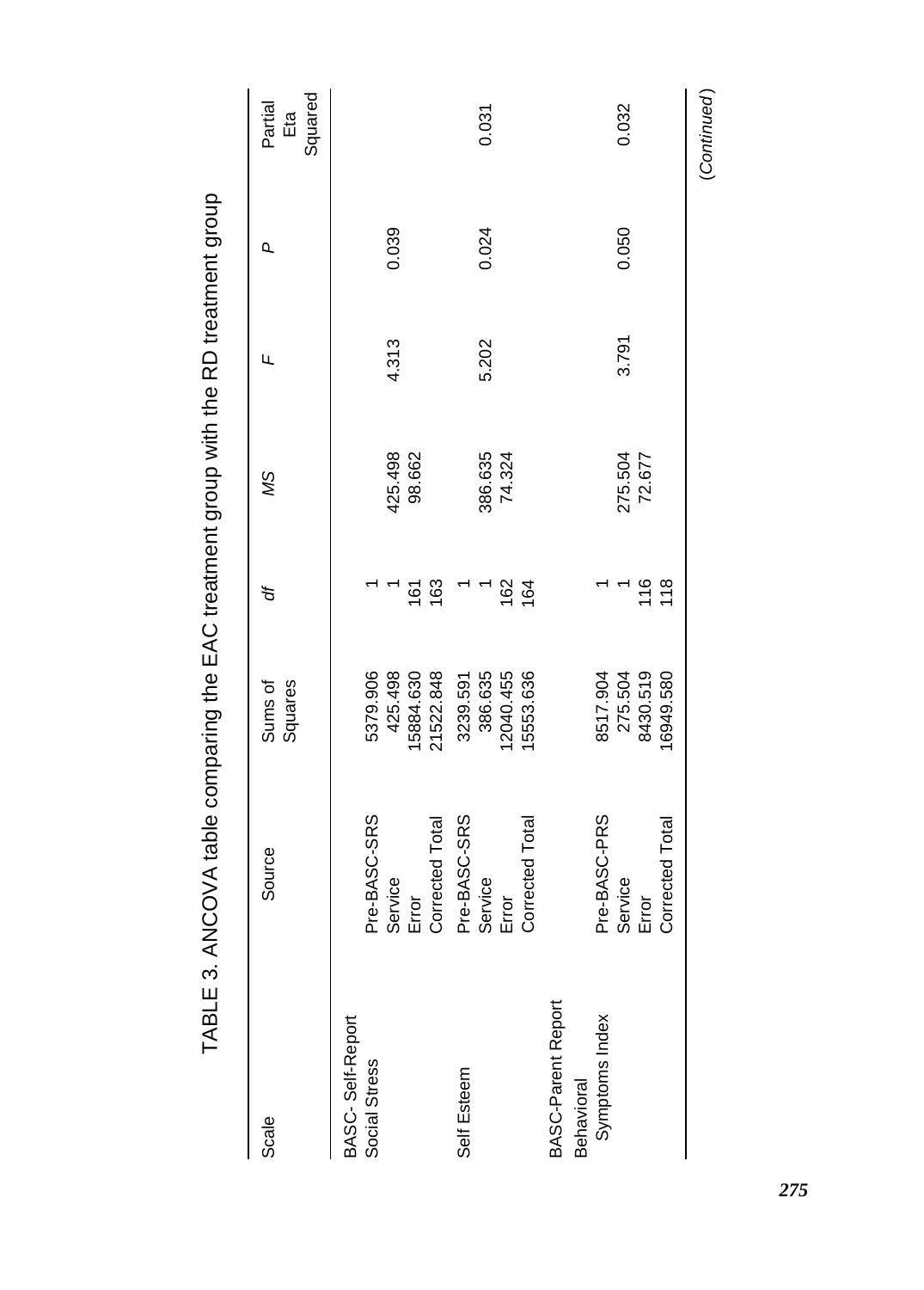TABLE 3. ANCOVA table comparing the EAC treatment group with the RD treatment group

| Scale | Source | Sums of Squares | *df* | *MS* | *F* | *P* | Partial Eta Squared |
|---|---|---|---|---|---|---|---|
| BASC- Self-Report | | | | | | | |
| Social Stress | Pre-BASC-SRS | 5379.906 | 1 | | | | |
| | Service | 425.498 | 1 | 425.498 | 4.313 | 0.039 | |
| | Error | 15884.630 | 161 | 98.662 | | | |
| | Corrected Total | 21522.848 | 163 | | | | |
| Self Esteem | Pre-BASC-SRS | 3239.591 | 1 | | | | |
| | Service | 386.635 | 1 | 386.635 | 5.202 | 0.024 | 0.031 |
| | Error | 12040.455 | 162 | 74.324 | | | |
| | Corrected Total | 15553.636 | 164 | | | | |
| BASC-Parent Report | | | | | | | |
| Behavioral Symptoms Index | Pre-BASC-PRS | 8517.904 | 1 | | | | |
| | Service | 275.504 | 1 | 275.504 | 3.791 | 0.050 | 0.032 |
| | Error | 8430.519 | 116 | 72.677 | | | |
| | Corrected Total | 16949.580 | 118 | | | | |

(*Continued*)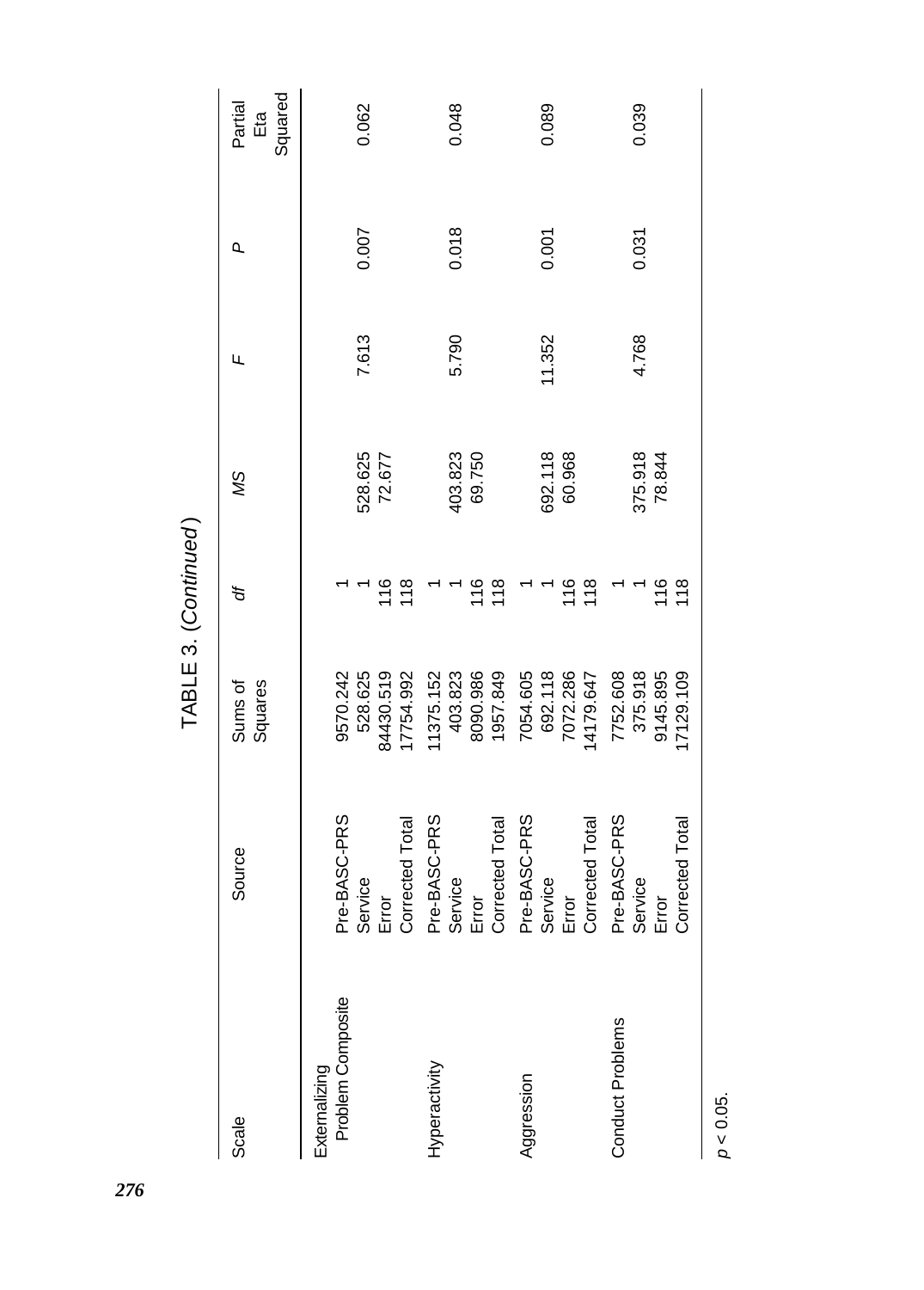TABLE 3. (*Continued*)

| Scale | Source | Sums of Squares | *df* | *MS* | *F* | *P* | Partial Eta Squared |
|---|---|---|---|---|---|---|---|
| Externalizing Problem Composite | Pre-BASC-PRS | 9570.242 | 1 | | | | |
| | Service | 528.625 | 1 | 528.625 | 7.613 | 0.007 | 0.062 |
| | Error | 84430.519 | 116 | 72.677 | | | |
| | Corrected Total | 17754.992 | 118 | | | | |
| Hyperactivity | Pre-BASC-PRS | 11375.152 | 1 | | | | |
| | Service | 403.823 | 1 | 403.823 | 5.790 | 0.018 | 0.048 |
| | Error | 8090.986 | 116 | 69.750 | | | |
| | Corrected Total | 1957.849 | 118 | | | | |
| Aggression | Pre-BASC-PRS | 7054.605 | 1 | | | | |
| | Service | 692.118 | 1 | 692.118 | 11.352 | 0.001 | 0.089 |
| | Error | 7072.286 | 116 | 60.968 | | | |
| | Corrected Total | 14179.647 | 118 | | | | |
| Conduct Problems | Pre-BASC-PRS | 7752.608 | 1 | | | | |
| | Service | 375.918 | 1 | 375.918 | 4.768 | 0.031 | 0.039 |
| | Error | 9145.895 | 116 | 78.844 | | | |
| | Corrected Total | 17129.109 | 118 | | | | |

$p < 0.05$.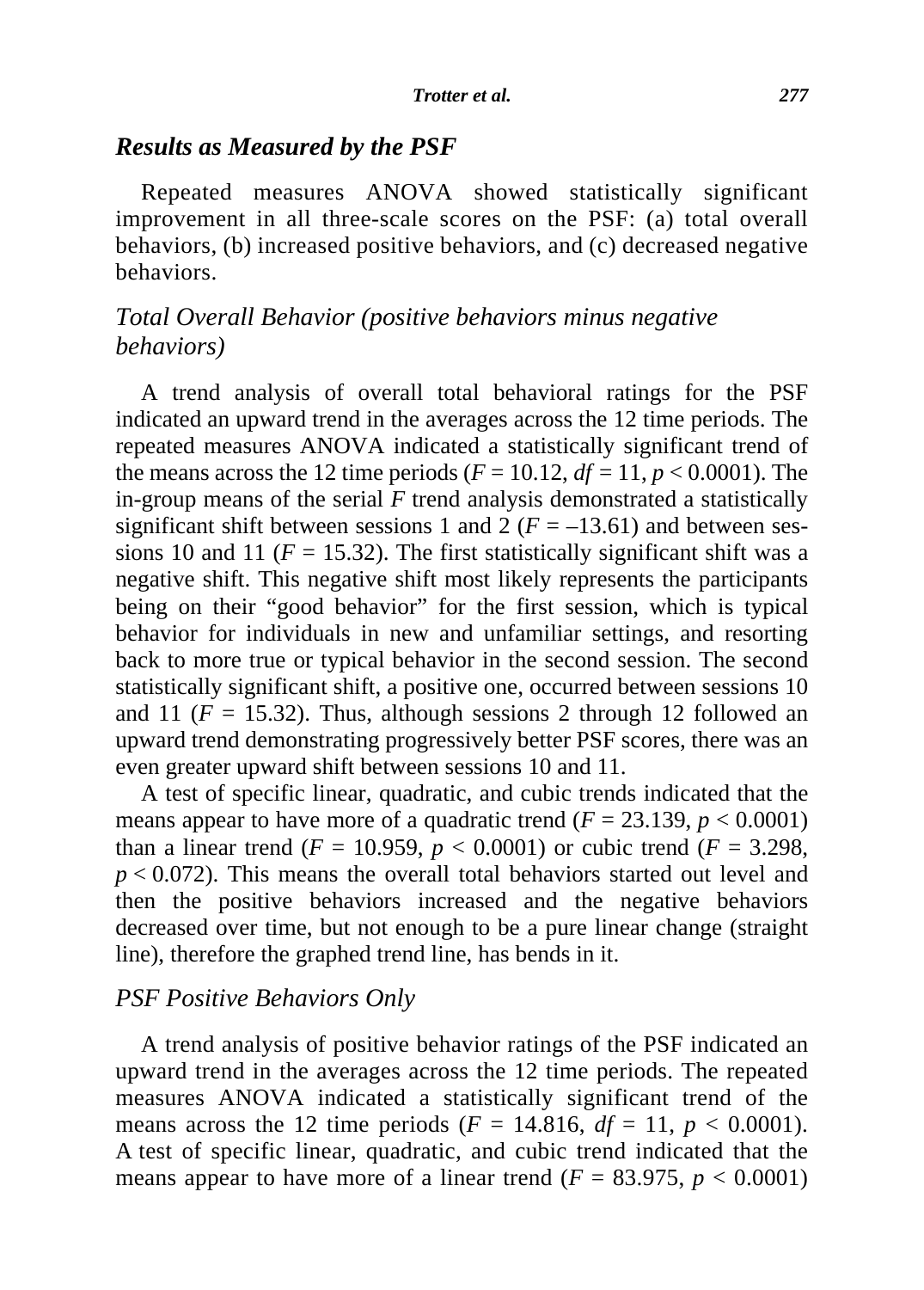## *Results as Measured by the PSF*

Repeated measures ANOVA showed statistically significant improvement in all three-scale scores on the PSF: (a) total overall behaviors, (b) increased positive behaviors, and (c) decreased negative behaviors.

### *Total Overall Behavior (positive behaviors minus negative behaviors)*

A trend analysis of overall total behavioral ratings for the PSF indicated an upward trend in the averages across the 12 time periods. The repeated measures ANOVA indicated a statistically significant trend of the means across the 12 time periods ($F = 10.12$, $df = 11$, $p < 0.0001$). The in-group means of the serial $F$ trend analysis demonstrated a statistically significant shift between sessions 1 and 2 ($F = -13.61$) and between sessions 10 and 11 ($F = 15.32$). The first statistically significant shift was a negative shift. This negative shift most likely represents the participants being on their "good behavior" for the first session, which is typical behavior for individuals in new and unfamiliar settings, and resorting back to more true or typical behavior in the second session. The second statistically significant shift, a positive one, occurred between sessions 10 and 11 ($F = 15.32$). Thus, although sessions 2 through 12 followed an upward trend demonstrating progressively better PSF scores, there was an even greater upward shift between sessions 10 and 11.

A test of specific linear, quadratic, and cubic trends indicated that the means appear to have more of a quadratic trend ($F = 23.139$, $p < 0.0001$) than a linear trend ($F = 10.959$, $p < 0.0001$) or cubic trend ($F = 3.298$, $p < 0.072$). This means the overall total behaviors started out level and then the positive behaviors increased and the negative behaviors decreased over time, but not enough to be a pure linear change (straight line), therefore the graphed trend line, has bends in it.

### *PSF Positive Behaviors Only*

A trend analysis of positive behavior ratings of the PSF indicated an upward trend in the averages across the 12 time periods. The repeated measures ANOVA indicated a statistically significant trend of the means across the 12 time periods ($F = 14.816$, $df = 11$, $p < 0.0001$). A test of specific linear, quadratic, and cubic trend indicated that the means appear to have more of a linear trend ($F = 83.975$, $p < 0.0001$)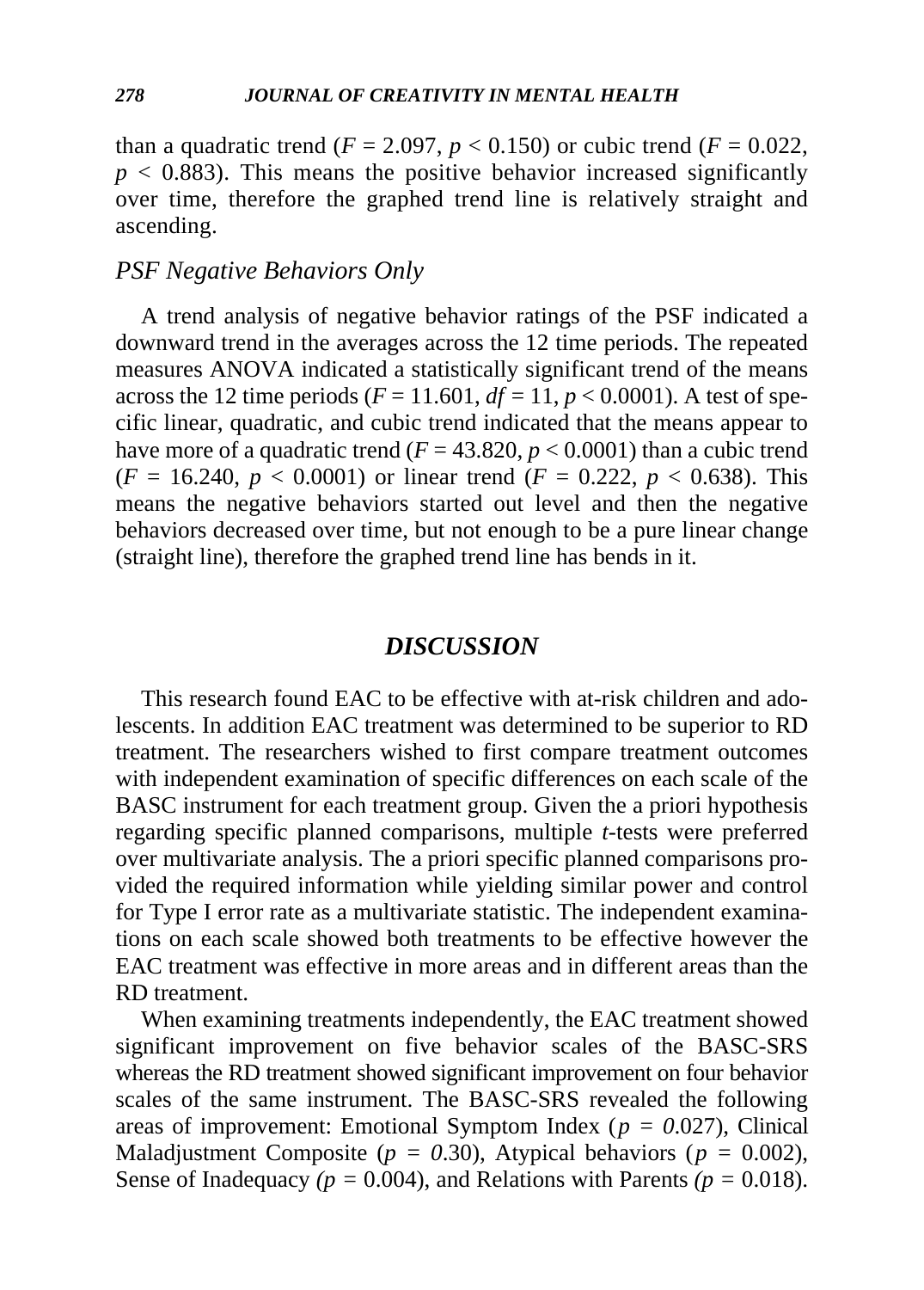than a quadratic trend ($F = 2.097$, $p < 0.150$) or cubic trend ($F = 0.022$, $p < 0.883$). This means the positive behavior increased significantly over time, therefore the graphed trend line is relatively straight and ascending.

### *PSF Negative Behaviors Only*

A trend analysis of negative behavior ratings of the PSF indicated a downward trend in the averages across the 12 time periods. The repeated measures ANOVA indicated a statistically significant trend of the means across the 12 time periods ($F = 11.601$, $df = 11$, $p < 0.0001$). A test of specific linear, quadratic, and cubic trend indicated that the means appear to have more of a quadratic trend ($F = 43.820$, $p < 0.0001$) than a cubic trend ($F = 16.240$, $p < 0.0001$) or linear trend ($F = 0.222$, $p < 0.638$). This means the negative behaviors started out level and then the negative behaviors decreased over time, but not enough to be a pure linear change (straight line), therefore the graphed trend line has bends in it.

## *DISCUSSION*

This research found EAC to be effective with at-risk children and adolescents. In addition EAC treatment was determined to be superior to RD treatment. The researchers wished to first compare treatment outcomes with independent examination of specific differences on each scale of the BASC instrument for each treatment group. Given the a priori hypothesis regarding specific planned comparisons, multiple *t*-tests were preferred over multivariate analysis. The a priori specific planned comparisons provided the required information while yielding similar power and control for Type I error rate as a multivariate statistic. The independent examinations on each scale showed both treatments to be effective however the EAC treatment was effective in more areas and in different areas than the RD treatment.

When examining treatments independently, the EAC treatment showed significant improvement on five behavior scales of the BASC-SRS whereas the RD treatment showed significant improvement on four behavior scales of the same instrument. The BASC-SRS revealed the following areas of improvement: Emotional Symptom Index ($p = 0.027$), Clinical Maladjustment Composite ($p = 0.30$), Atypical behaviors ($p = 0.002$), Sense of Inadequacy ($p = 0.004$), and Relations with Parents ($p = 0.018$).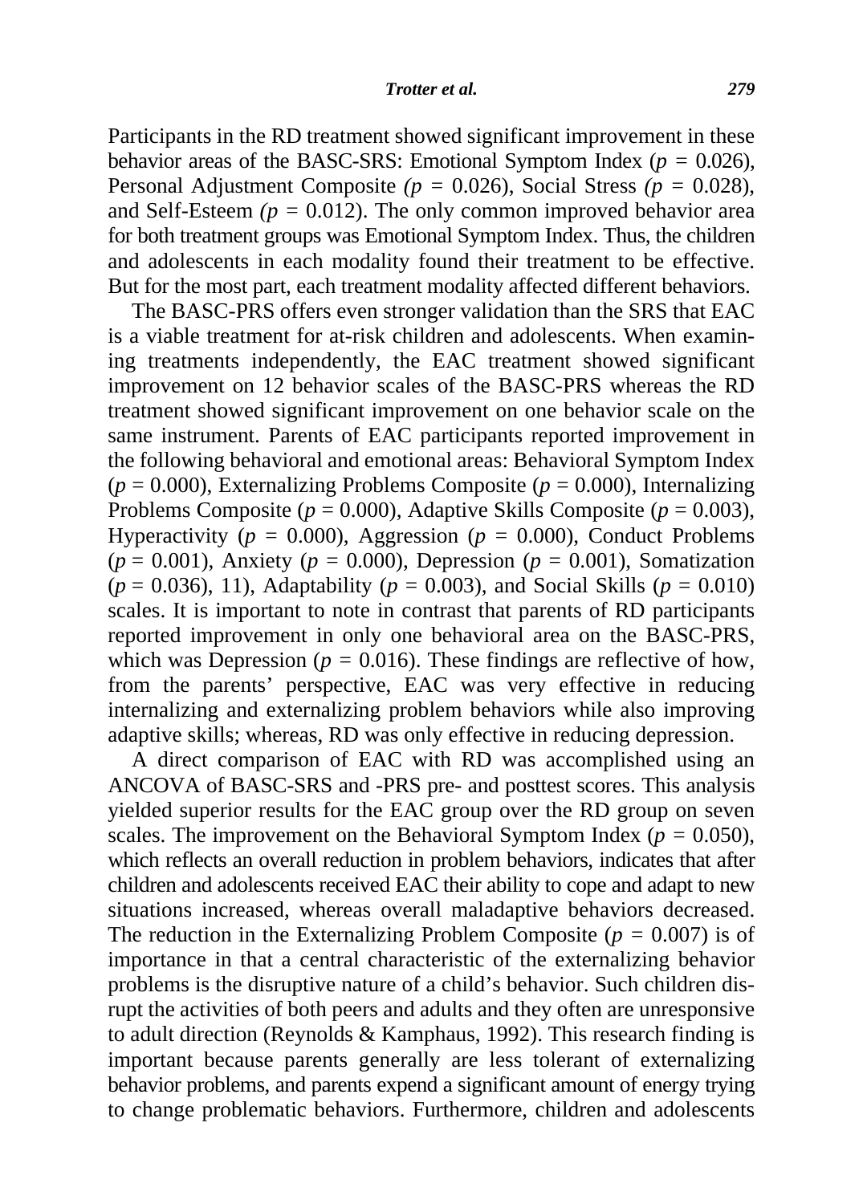Participants in the RD treatment showed significant improvement in these behavior areas of the BASC-SRS: Emotional Symptom Index ($p = 0.026$), Personal Adjustment Composite ($p = 0.026$), Social Stress ($p = 0.028$), and Self-Esteem ($p = 0.012$). The only common improved behavior area for both treatment groups was Emotional Symptom Index. Thus, the children and adolescents in each modality found their treatment to be effective. But for the most part, each treatment modality affected different behaviors.

The BASC-PRS offers even stronger validation than the SRS that EAC is a viable treatment for at-risk children and adolescents. When examining treatments independently, the EAC treatment showed significant improvement on 12 behavior scales of the BASC-PRS whereas the RD treatment showed significant improvement on one behavior scale on the same instrument. Parents of EAC participants reported improvement in the following behavioral and emotional areas: Behavioral Symptom Index ($p = 0.000$), Externalizing Problems Composite ($p = 0.000$), Internalizing Problems Composite ($p = 0.000$), Adaptive Skills Composite ($p = 0.003$), Hyperactivity ($p = 0.000$), Aggression ($p = 0.000$), Conduct Problems ($p = 0.001$), Anxiety ($p = 0.000$), Depression ($p = 0.001$), Somatization ($p = 0.036$), 11), Adaptability ($p = 0.003$), and Social Skills ($p = 0.010$) scales. It is important to note in contrast that parents of RD participants reported improvement in only one behavioral area on the BASC-PRS, which was Depression ($p = 0.016$). These findings are reflective of how, from the parents' perspective, EAC was very effective in reducing internalizing and externalizing problem behaviors while also improving adaptive skills; whereas, RD was only effective in reducing depression.

A direct comparison of EAC with RD was accomplished using an ANCOVA of BASC-SRS and -PRS pre- and posttest scores. This analysis yielded superior results for the EAC group over the RD group on seven scales. The improvement on the Behavioral Symptom Index ($p = 0.050$), which reflects an overall reduction in problem behaviors, indicates that after children and adolescents received EAC their ability to cope and adapt to new situations increased, whereas overall maladaptive behaviors decreased. The reduction in the Externalizing Problem Composite ($p = 0.007$) is of importance in that a central characteristic of the externalizing behavior problems is the disruptive nature of a child's behavior. Such children disrupt the activities of both peers and adults and they often are unresponsive to adult direction (Reynolds & Kamphaus, 1992). This research finding is important because parents generally are less tolerant of externalizing behavior problems, and parents expend a significant amount of energy trying to change problematic behaviors. Furthermore, children and adolescents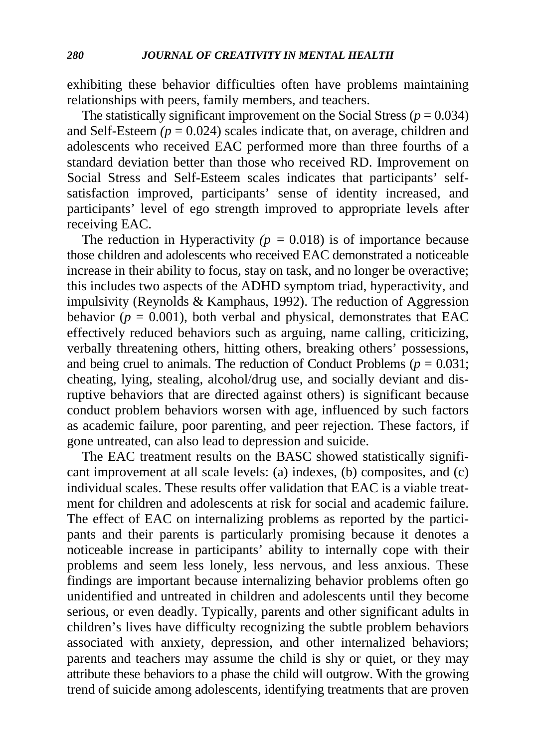exhibiting these behavior difficulties often have problems maintaining relationships with peers, family members, and teachers.

The statistically significant improvement on the Social Stress ($p = 0.034$) and Self-Esteem ($p = 0.024$) scales indicate that, on average, children and adolescents who received EAC performed more than three fourths of a standard deviation better than those who received RD. Improvement on Social Stress and Self-Esteem scales indicates that participants' self-satisfaction improved, participants' sense of identity increased, and participants' level of ego strength improved to appropriate levels after receiving EAC.

The reduction in Hyperactivity ($p = 0.018$) is of importance because those children and adolescents who received EAC demonstrated a noticeable increase in their ability to focus, stay on task, and no longer be overactive; this includes two aspects of the ADHD symptom triad, hyperactivity, and impulsivity (Reynolds & Kamphaus, 1992). The reduction of Aggression behavior ($p = 0.001$), both verbal and physical, demonstrates that EAC effectively reduced behaviors such as arguing, name calling, criticizing, verbally threatening others, hitting others, breaking others' possessions, and being cruel to animals. The reduction of Conduct Problems ($p = 0.031$; cheating, lying, stealing, alcohol/drug use, and socially deviant and disruptive behaviors that are directed against others) is significant because conduct problem behaviors worsen with age, influenced by such factors as academic failure, poor parenting, and peer rejection. These factors, if gone untreated, can also lead to depression and suicide.

The EAC treatment results on the BASC showed statistically significant improvement at all scale levels: (a) indexes, (b) composites, and (c) individual scales. These results offer validation that EAC is a viable treatment for children and adolescents at risk for social and academic failure. The effect of EAC on internalizing problems as reported by the participants and their parents is particularly promising because it denotes a noticeable increase in participants' ability to internally cope with their problems and seem less lonely, less nervous, and less anxious. These findings are important because internalizing behavior problems often go unidentified and untreated in children and adolescents until they become serious, or even deadly. Typically, parents and other significant adults in children's lives have difficulty recognizing the subtle problem behaviors associated with anxiety, depression, and other internalized behaviors; parents and teachers may assume the child is shy or quiet, or they may attribute these behaviors to a phase the child will outgrow. With the growing trend of suicide among adolescents, identifying treatments that are proven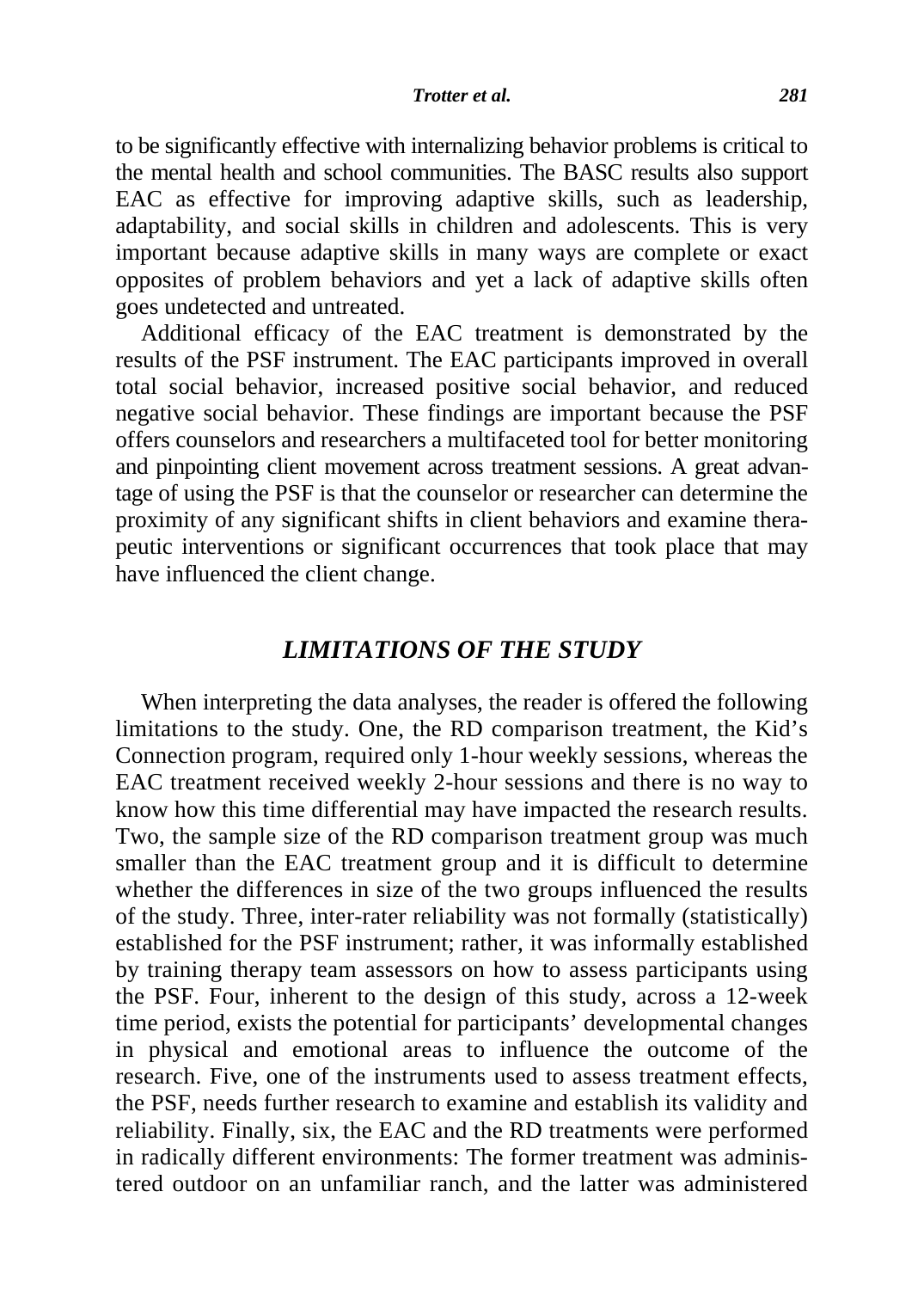to be significantly effective with internalizing behavior problems is critical to the mental health and school communities. The BASC results also support EAC as effective for improving adaptive skills, such as leadership, adaptability, and social skills in children and adolescents. This is very important because adaptive skills in many ways are complete or exact opposites of problem behaviors and yet a lack of adaptive skills often goes undetected and untreated.

Additional efficacy of the EAC treatment is demonstrated by the results of the PSF instrument. The EAC participants improved in overall total social behavior, increased positive social behavior, and reduced negative social behavior. These findings are important because the PSF offers counselors and researchers a multifaceted tool for better monitoring and pinpointing client movement across treatment sessions. A great advantage of using the PSF is that the counselor or researcher can determine the proximity of any significant shifts in client behaviors and examine therapeutic interventions or significant occurrences that took place that may have influenced the client change.

## *LIMITATIONS OF THE STUDY*

When interpreting the data analyses, the reader is offered the following limitations to the study. One, the RD comparison treatment, the Kid's Connection program, required only 1-hour weekly sessions, whereas the EAC treatment received weekly 2-hour sessions and there is no way to know how this time differential may have impacted the research results. Two, the sample size of the RD comparison treatment group was much smaller than the EAC treatment group and it is difficult to determine whether the differences in size of the two groups influenced the results of the study. Three, inter-rater reliability was not formally (statistically) established for the PSF instrument; rather, it was informally established by training therapy team assessors on how to assess participants using the PSF. Four, inherent to the design of this study, across a 12-week time period, exists the potential for participants' developmental changes in physical and emotional areas to influence the outcome of the research. Five, one of the instruments used to assess treatment effects, the PSF, needs further research to examine and establish its validity and reliability. Finally, six, the EAC and the RD treatments were performed in radically different environments: The former treatment was administered outdoor on an unfamiliar ranch, and the latter was administered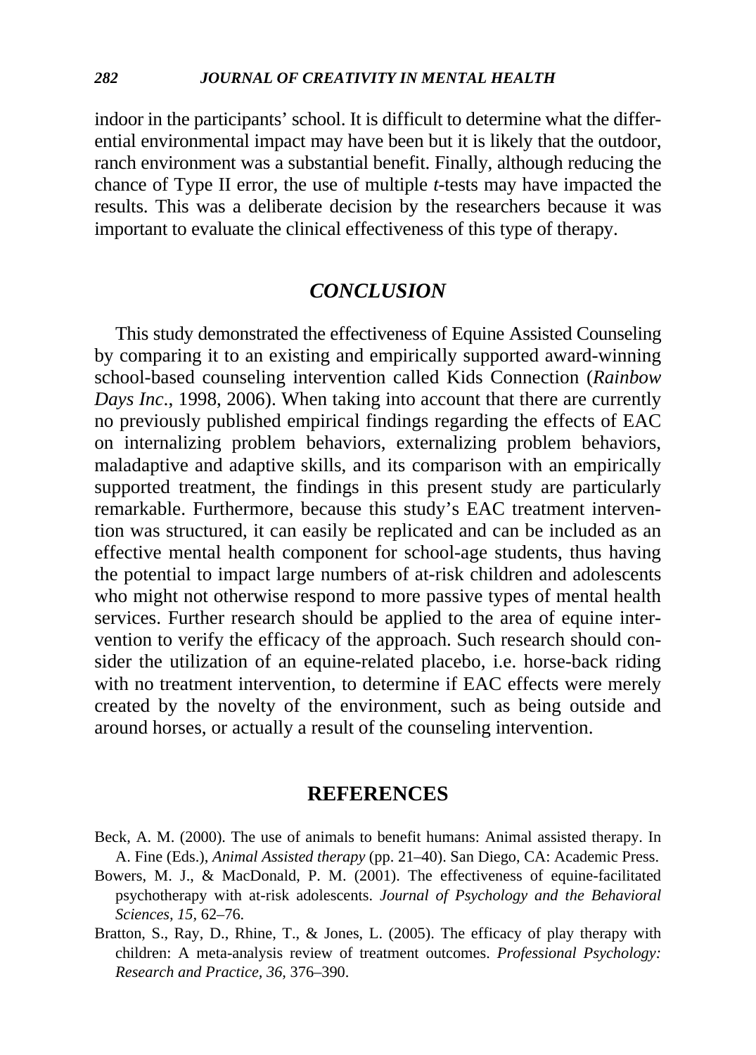indoor in the participants' school. It is difficult to determine what the differential environmental impact may have been but it is likely that the outdoor, ranch environment was a substantial benefit. Finally, although reducing the chance of Type II error, the use of multiple *t*-tests may have impacted the results. This was a deliberate decision by the researchers because it was important to evaluate the clinical effectiveness of this type of therapy.

## *CONCLUSION*

This study demonstrated the effectiveness of Equine Assisted Counseling by comparing it to an existing and empirically supported award-winning school-based counseling intervention called Kids Connection (*Rainbow Days Inc*., 1998, 2006). When taking into account that there are currently no previously published empirical findings regarding the effects of EAC on internalizing problem behaviors, externalizing problem behaviors, maladaptive and adaptive skills, and its comparison with an empirically supported treatment, the findings in this present study are particularly remarkable. Furthermore, because this study's EAC treatment intervention was structured, it can easily be replicated and can be included as an effective mental health component for school-age students, thus having the potential to impact large numbers of at-risk children and adolescents who might not otherwise respond to more passive types of mental health services. Further research should be applied to the area of equine intervention to verify the efficacy of the approach. Such research should consider the utilization of an equine-related placebo, i.e. horse-back riding with no treatment intervention, to determine if EAC effects were merely created by the novelty of the environment, such as being outside and around horses, or actually a result of the counseling intervention.

## REFERENCES

Beck, A. M. (2000). The use of animals to benefit humans: Animal assisted therapy. In A. Fine (Eds.), *Animal Assisted therapy* (pp. 21–40). San Diego, CA: Academic Press.

Bowers, M. J., & MacDonald, P. M. (2001). The effectiveness of equine-facilitated psychotherapy with at-risk adolescents. *Journal of Psychology and the Behavioral Sciences*, *15*, 62–76.

Bratton, S., Ray, D., Rhine, T., & Jones, L. (2005). The efficacy of play therapy with children: A meta-analysis review of treatment outcomes. *Professional Psychology: Research and Practice, 36*, 376–390.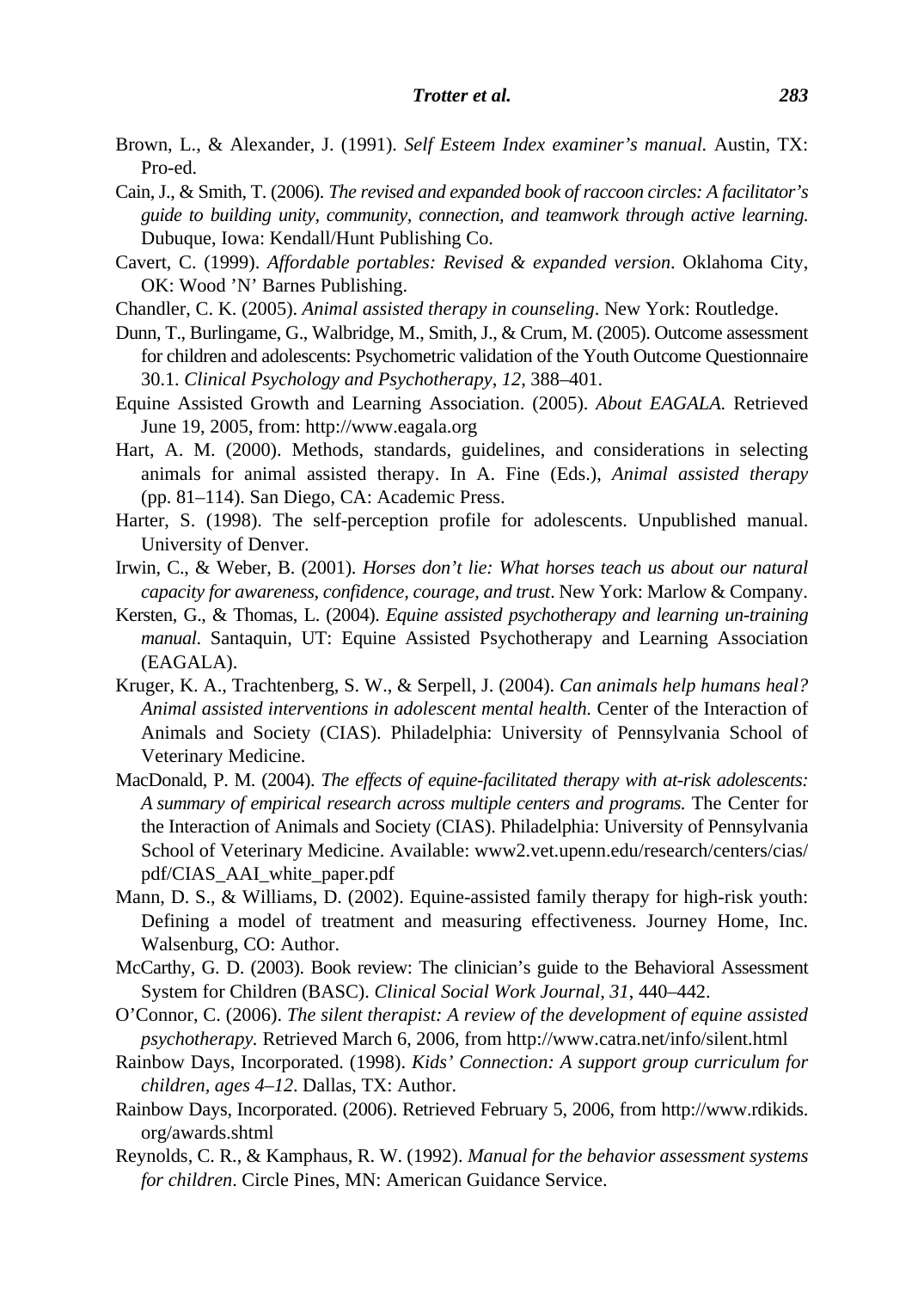Brown, L., & Alexander, J. (1991). *Self Esteem Index examiner's manual.* Austin, TX: Pro-ed.

Cain, J., & Smith, T. (2006). *The revised and expanded book of raccoon circles: A facilitator's guide to building unity, community, connection, and teamwork through active learning.* Dubuque, Iowa: Kendall/Hunt Publishing Co.

Cavert, C. (1999). *Affordable portables: Revised & expanded version*. Oklahoma City, OK: Wood 'N' Barnes Publishing.

Chandler, C. K. (2005). *Animal assisted therapy in counseling*. New York: Routledge.

Dunn, T., Burlingame, G., Walbridge, M., Smith, J., & Crum, M. (2005). Outcome assessment for children and adolescents: Psychometric validation of the Youth Outcome Questionnaire 30.1. *Clinical Psychology and Psychotherapy*, *12*, 388–401.

Equine Assisted Growth and Learning Association. (2005). *About EAGALA.* Retrieved June 19, 2005, from: http://www.eagala.org

Hart, A. M. (2000). Methods, standards, guidelines, and considerations in selecting animals for animal assisted therapy. In A. Fine (Eds.), *Animal assisted therapy* (pp. 81–114). San Diego, CA: Academic Press.

Harter, S. (1998). The self-perception profile for adolescents. Unpublished manual. University of Denver.

Irwin, C., & Weber, B. (2001). *Horses don't lie: What horses teach us about our natural capacity for awareness, confidence, courage, and trust*. New York: Marlow & Company.

Kersten, G., & Thomas, L. (2004). *Equine assisted psychotherapy and learning un-training manual.* Santaquin, UT: Equine Assisted Psychotherapy and Learning Association (EAGALA).

Kruger, K. A., Trachtenberg, S. W., & Serpell, J. (2004). *Can animals help humans heal? Animal assisted interventions in adolescent mental health.* Center of the Interaction of Animals and Society (CIAS). Philadelphia: University of Pennsylvania School of Veterinary Medicine.

MacDonald, P. M. (2004). *The effects of equine-facilitated therapy with at-risk adolescents: A summary of empirical research across multiple centers and programs.* The Center for the Interaction of Animals and Society (CIAS). Philadelphia: University of Pennsylvania School of Veterinary Medicine. Available: www2.vet.upenn.edu/research/centers/cias/pdf/CIAS_AAI_white_paper.pdf

Mann, D. S., & Williams, D. (2002). Equine-assisted family therapy for high-risk youth: Defining a model of treatment and measuring effectiveness. Journey Home, Inc. Walsenburg, CO: Author.

McCarthy, G. D. (2003). Book review: The clinician's guide to the Behavioral Assessment System for Children (BASC). *Clinical Social Work Journal*, *31*, 440–442.

O'Connor, C. (2006). *The silent therapist: A review of the development of equine assisted psychotherapy.* Retrieved March 6, 2006, from http://www.catra.net/info/silent.html

Rainbow Days, Incorporated. (1998). *Kids' Connection: A support group curriculum for children, ages 4–12*. Dallas, TX: Author.

Rainbow Days, Incorporated. (2006). Retrieved February 5, 2006, from http://www.rdikids.org/awards.shtml

Reynolds, C. R., & Kamphaus, R. W. (1992). *Manual for the behavior assessment systems for children*. Circle Pines, MN: American Guidance Service.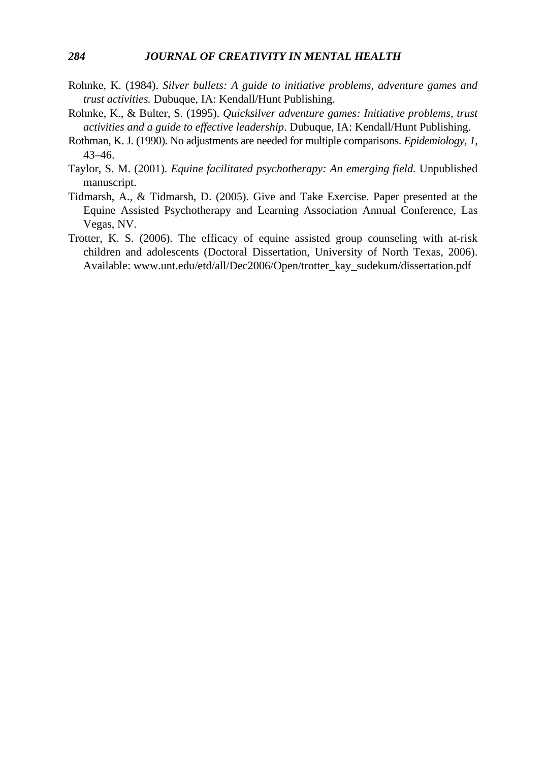Rohnke, K. (1984). *Silver bullets: A guide to initiative problems, adventure games and trust activities.* Dubuque, IA: Kendall/Hunt Publishing.

Rohnke, K., & Bulter, S. (1995). *Quicksilver adventure games: Initiative problems, trust activities and a guide to effective leadership*. Dubuque, IA: Kendall/Hunt Publishing.

Rothman, K. J. (1990). No adjustments are needed for multiple comparisons. *Epidemiology, 1*, 43–46.

Taylor, S. M. (2001). *Equine facilitated psychotherapy: An emerging field.* Unpublished manuscript.

Tidmarsh, A., & Tidmarsh, D. (2005). Give and Take Exercise. Paper presented at the Equine Assisted Psychotherapy and Learning Association Annual Conference, Las Vegas, NV.

Trotter, K. S. (2006). The efficacy of equine assisted group counseling with at-risk children and adolescents (Doctoral Dissertation, University of North Texas, 2006). Available: www.unt.edu/etd/all/Dec2006/Open/trotter_kay_sudekum/dissertation.pdf